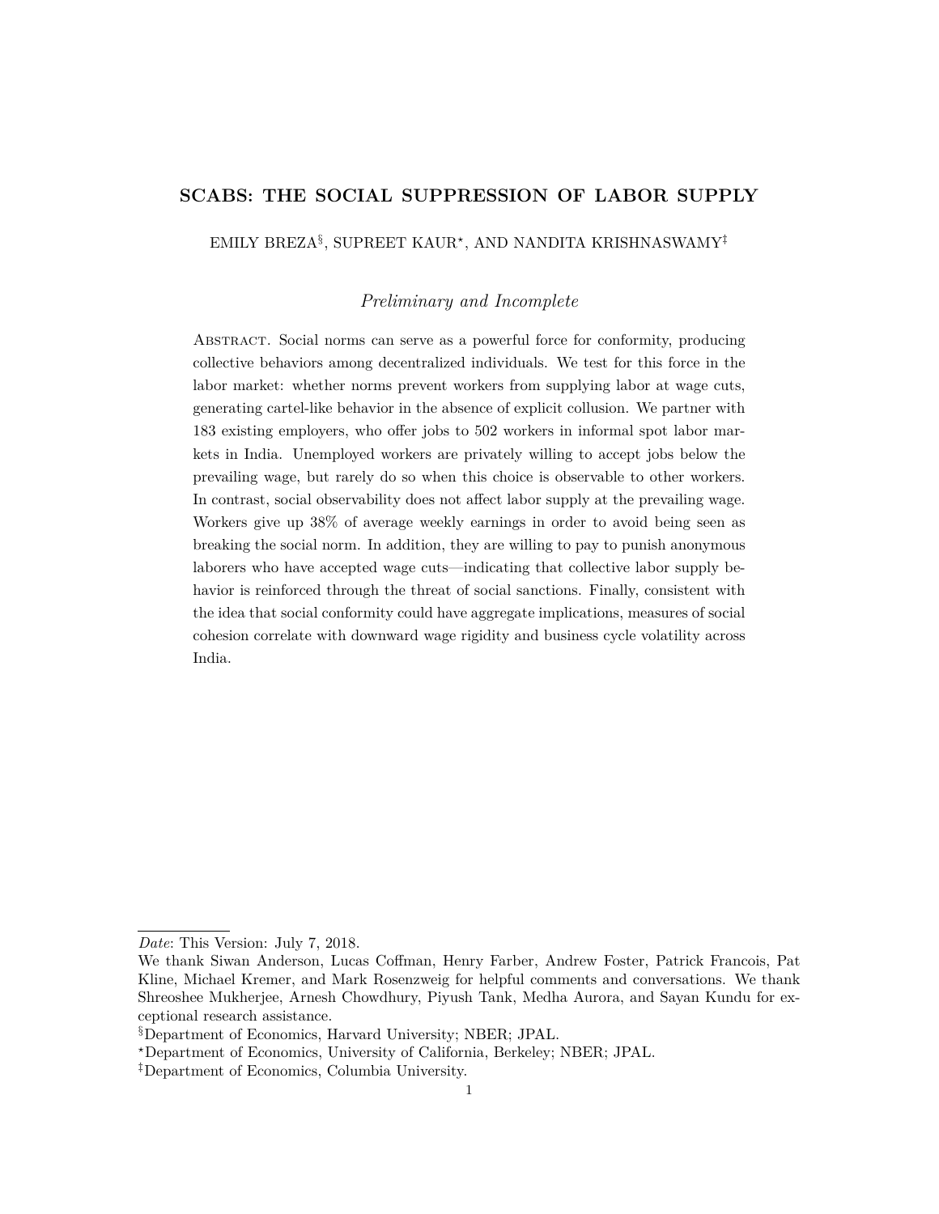# SCABS: THE SOCIAL SUPPRESSION OF LABOR SUPPLY

EMILY BREZA[§], SUPREET KAUR[⋆], AND NANDITA KRISHNASWAMY[‡]

*Preliminary and Incomplete*

Abstract. Social norms can serve as a powerful force for conformity, producing collective behaviors among decentralized individuals. We test for this force in the labor market: whether norms prevent workers from supplying labor at wage cuts, generating cartel-like behavior in the absence of explicit collusion. We partner with 183 existing employers, who offer jobs to 502 workers in informal spot labor markets in India. Unemployed workers are privately willing to accept jobs below the prevailing wage, but rarely do so when this choice is observable to other workers. In contrast, social observability does not affect labor supply at the prevailing wage. Workers give up 38% of average weekly earnings in order to avoid being seen as breaking the social norm. In addition, they are willing to pay to punish anonymous laborers who have accepted wage cuts—indicating that collective labor supply behavior is reinforced through the threat of social sanctions. Finally, consistent with the idea that social conformity could have aggregate implications, measures of social cohesion correlate with downward wage rigidity and business cycle volatility across India.

---

*Date*: This Version: July 7, 2018.

We thank Siwan Anderson, Lucas Coffman, Henry Farber, Andrew Foster, Patrick Francois, Pat Kline, Michael Kremer, and Mark Rosenzweig for helpful comments and conversations. We thank Shreoshee Mukherjee, Arnesh Chowdhury, Piyush Tank, Medha Aurora, and Sayan Kundu for exceptional research assistance.

[§]Department of Economics, Harvard University; NBER; JPAL.

[⋆]Department of Economics, University of California, Berkeley; NBER; JPAL.

[‡]Department of Economics, Columbia University.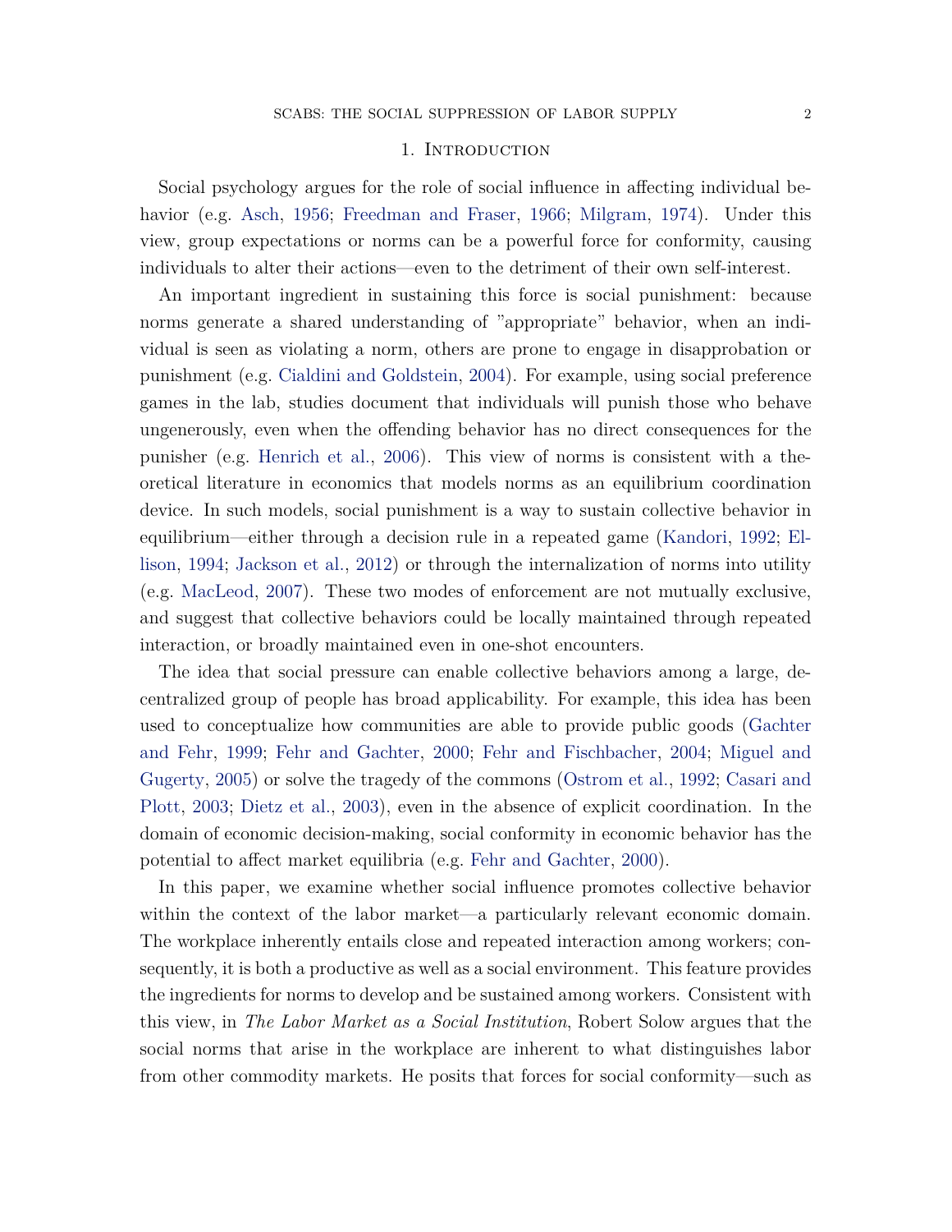## 1. Introduction

Social psychology argues for the role of social influence in affecting individual behavior (e.g. Asch, 1956; Freedman and Fraser, 1966; Milgram, 1974). Under this view, group expectations or norms can be a powerful force for conformity, causing individuals to alter their actions—even to the detriment of their own self-interest.

An important ingredient in sustaining this force is social punishment: because norms generate a shared understanding of "appropriate" behavior, when an individual is seen as violating a norm, others are prone to engage in disapprobation or punishment (e.g. Cialdini and Goldstein, 2004). For example, using social preference games in the lab, studies document that individuals will punish those who behave ungenerously, even when the offending behavior has no direct consequences for the punisher (e.g. Henrich et al., 2006). This view of norms is consistent with a theoretical literature in economics that models norms as an equilibrium coordination device. In such models, social punishment is a way to sustain collective behavior in equilibrium—either through a decision rule in a repeated game (Kandori, 1992; Ellison, 1994; Jackson et al., 2012) or through the internalization of norms into utility (e.g. MacLeod, 2007). These two modes of enforcement are not mutually exclusive, and suggest that collective behaviors could be locally maintained through repeated interaction, or broadly maintained even in one-shot encounters.

The idea that social pressure can enable collective behaviors among a large, decentralized group of people has broad applicability. For example, this idea has been used to conceptualize how communities are able to provide public goods (Gachter and Fehr, 1999; Fehr and Gachter, 2000; Fehr and Fischbacher, 2004; Miguel and Gugerty, 2005) or solve the tragedy of the commons (Ostrom et al., 1992; Casari and Plott, 2003; Dietz et al., 2003), even in the absence of explicit coordination. In the domain of economic decision-making, social conformity in economic behavior has the potential to affect market equilibria (e.g. Fehr and Gachter, 2000).

In this paper, we examine whether social influence promotes collective behavior within the context of the labor market—a particularly relevant economic domain. The workplace inherently entails close and repeated interaction among workers; consequently, it is both a productive as well as a social environment. This feature provides the ingredients for norms to develop and be sustained among workers. Consistent with this view, in *The Labor Market as a Social Institution*, Robert Solow argues that the social norms that arise in the workplace are inherent to what distinguishes labor from other commodity markets. He posits that forces for social conformity—such as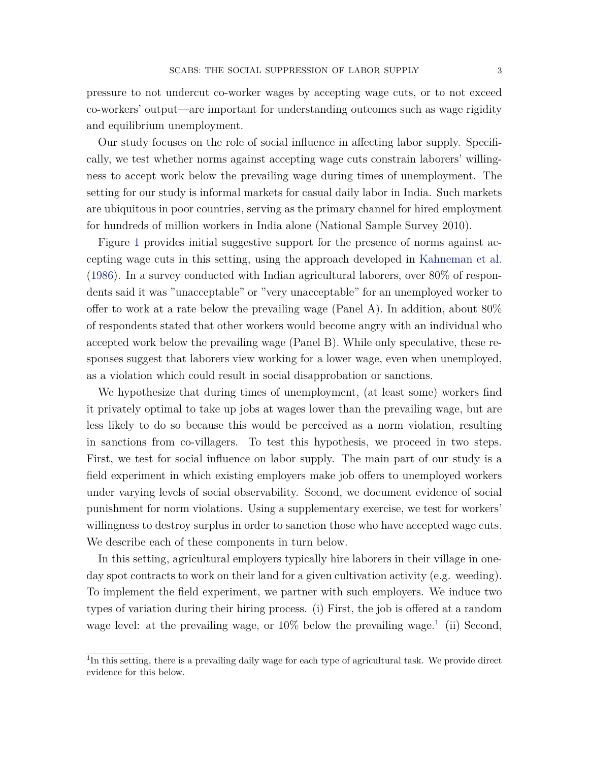pressure to not undercut co-worker wages by accepting wage cuts, or to not exceed co-workers' output—are important for understanding outcomes such as wage rigidity and equilibrium unemployment.

Our study focuses on the role of social influence in affecting labor supply. Specifically, we test whether norms against accepting wage cuts constrain laborers' willingness to accept work below the prevailing wage during times of unemployment. The setting for our study is informal markets for casual daily labor in India. Such markets are ubiquitous in poor countries, serving as the primary channel for hired employment for hundreds of million workers in India alone (National Sample Survey 2010).

Figure 1 provides initial suggestive support for the presence of norms against accepting wage cuts in this setting, using the approach developed in Kahneman et al. (1986). In a survey conducted with Indian agricultural laborers, over 80% of respondents said it was "unacceptable" or "very unacceptable" for an unemployed worker to offer to work at a rate below the prevailing wage (Panel A). In addition, about 80% of respondents stated that other workers would become angry with an individual who accepted work below the prevailing wage (Panel B). While only speculative, these responses suggest that laborers view working for a lower wage, even when unemployed, as a violation which could result in social disapprobation or sanctions.

We hypothesize that during times of unemployment, (at least some) workers find it privately optimal to take up jobs at wages lower than the prevailing wage, but are less likely to do so because this would be perceived as a norm violation, resulting in sanctions from co-villagers. To test this hypothesis, we proceed in two steps. First, we test for social influence on labor supply. The main part of our study is a field experiment in which existing employers make job offers to unemployed workers under varying levels of social observability. Second, we document evidence of social punishment for norm violations. Using a supplementary exercise, we test for workers' willingness to destroy surplus in order to sanction those who have accepted wage cuts. We describe each of these components in turn below.

In this setting, agricultural employers typically hire laborers in their village in one-day spot contracts to work on their land for a given cultivation activity (e.g. weeding). To implement the field experiment, we partner with such employers. We induce two types of variation during their hiring process. (i) First, the job is offered at a random wage level: at the prevailing wage, or 10% below the prevailing wage.[1] (ii) Second,

[1] In this setting, there is a prevailing daily wage for each type of agricultural task. We provide direct evidence for this below.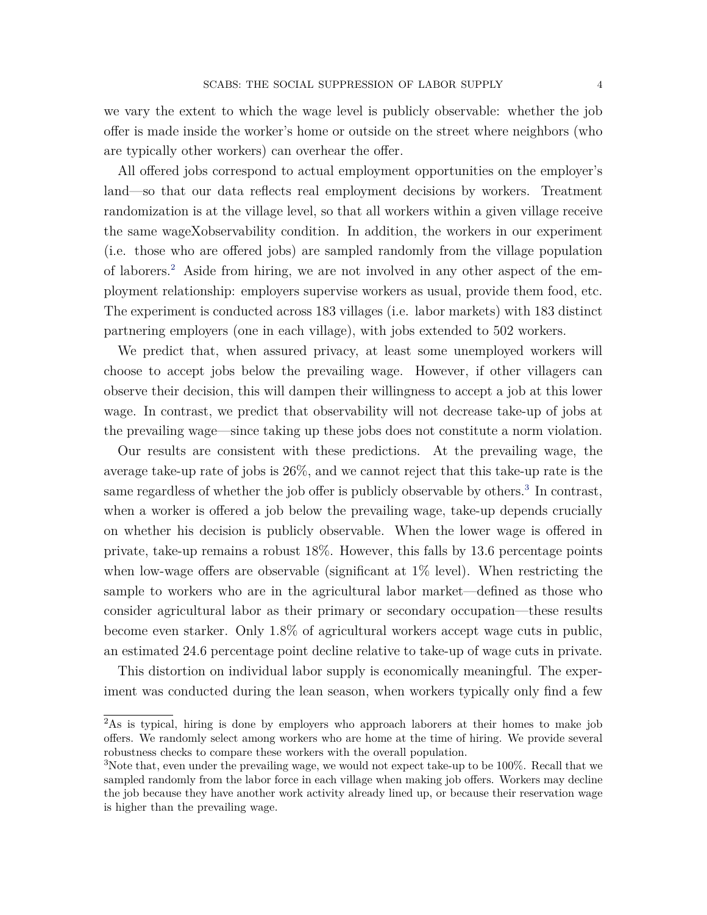we vary the extent to which the wage level is publicly observable: whether the job offer is made inside the worker's home or outside on the street where neighbors (who are typically other workers) can overhear the offer.

All offered jobs correspond to actual employment opportunities on the employer's land—so that our data reflects real employment decisions by workers. Treatment randomization is at the village level, so that all workers within a given village receive the same wageXobservability condition. In addition, the workers in our experiment (i.e. those who are offered jobs) are sampled randomly from the village population of laborers.[2] Aside from hiring, we are not involved in any other aspect of the employment relationship: employers supervise workers as usual, provide them food, etc. The experiment is conducted across 183 villages (i.e. labor markets) with 183 distinct partnering employers (one in each village), with jobs extended to 502 workers.

We predict that, when assured privacy, at least some unemployed workers will choose to accept jobs below the prevailing wage. However, if other villagers can observe their decision, this will dampen their willingness to accept a job at this lower wage. In contrast, we predict that observability will not decrease take-up of jobs at the prevailing wage—since taking up these jobs does not constitute a norm violation.

Our results are consistent with these predictions. At the prevailing wage, the average take-up rate of jobs is 26%, and we cannot reject that this take-up rate is the same regardless of whether the job offer is publicly observable by others.[3] In contrast, when a worker is offered a job below the prevailing wage, take-up depends crucially on whether his decision is publicly observable. When the lower wage is offered in private, take-up remains a robust 18%. However, this falls by 13.6 percentage points when low-wage offers are observable (significant at 1% level). When restricting the sample to workers who are in the agricultural labor market—defined as those who consider agricultural labor as their primary or secondary occupation—these results become even starker. Only 1.8% of agricultural workers accept wage cuts in public, an estimated 24.6 percentage point decline relative to take-up of wage cuts in private.

This distortion on individual labor supply is economically meaningful. The experiment was conducted during the lean season, when workers typically only find a few

[2] As is typical, hiring is done by employers who approach laborers at their homes to make job offers. We randomly select among workers who are home at the time of hiring. We provide several robustness checks to compare these workers with the overall population.

[3] Note that, even under the prevailing wage, we would not expect take-up to be 100%. Recall that we sampled randomly from the labor force in each village when making job offers. Workers may decline the job because they have another work activity already lined up, or because their reservation wage is higher than the prevailing wage.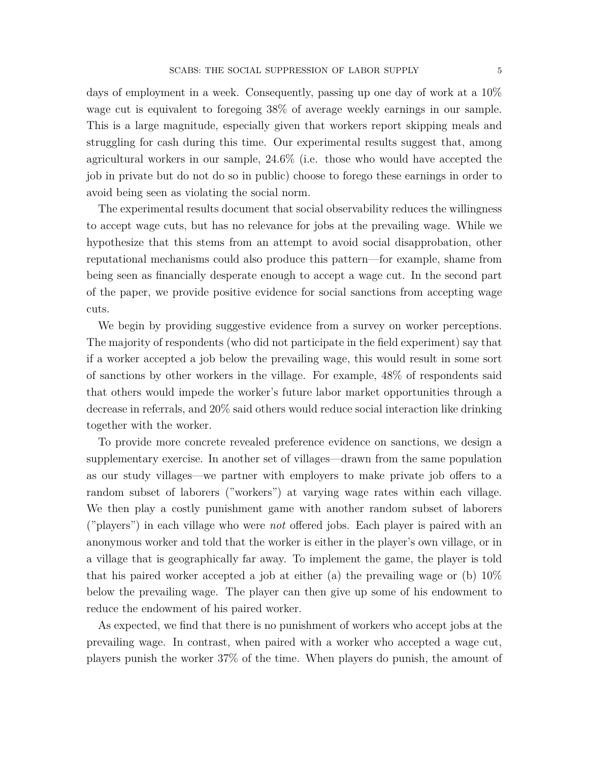days of employment in a week. Consequently, passing up one day of work at a 10% wage cut is equivalent to foregoing 38% of average weekly earnings in our sample. This is a large magnitude, especially given that workers report skipping meals and struggling for cash during this time. Our experimental results suggest that, among agricultural workers in our sample, 24.6% (i.e. those who would have accepted the job in private but do not do so in public) choose to forego these earnings in order to avoid being seen as violating the social norm.

The experimental results document that social observability reduces the willingness to accept wage cuts, but has no relevance for jobs at the prevailing wage. While we hypothesize that this stems from an attempt to avoid social disapprobation, other reputational mechanisms could also produce this pattern—for example, shame from being seen as financially desperate enough to accept a wage cut. In the second part of the paper, we provide positive evidence for social sanctions from accepting wage cuts.

We begin by providing suggestive evidence from a survey on worker perceptions. The majority of respondents (who did not participate in the field experiment) say that if a worker accepted a job below the prevailing wage, this would result in some sort of sanctions by other workers in the village. For example, 48% of respondents said that others would impede the worker's future labor market opportunities through a decrease in referrals, and 20% said others would reduce social interaction like drinking together with the worker.

To provide more concrete revealed preference evidence on sanctions, we design a supplementary exercise. In another set of villages—drawn from the same population as our study villages—we partner with employers to make private job offers to a random subset of laborers ("workers") at varying wage rates within each village. We then play a costly punishment game with another random subset of laborers ("players") in each village who were *not* offered jobs. Each player is paired with an anonymous worker and told that the worker is either in the player's own village, or in a village that is geographically far away. To implement the game, the player is told that his paired worker accepted a job at either (a) the prevailing wage or (b) 10% below the prevailing wage. The player can then give up some of his endowment to reduce the endowment of his paired worker.

As expected, we find that there is no punishment of workers who accept jobs at the prevailing wage. In contrast, when paired with a worker who accepted a wage cut, players punish the worker 37% of the time. When players do punish, the amount of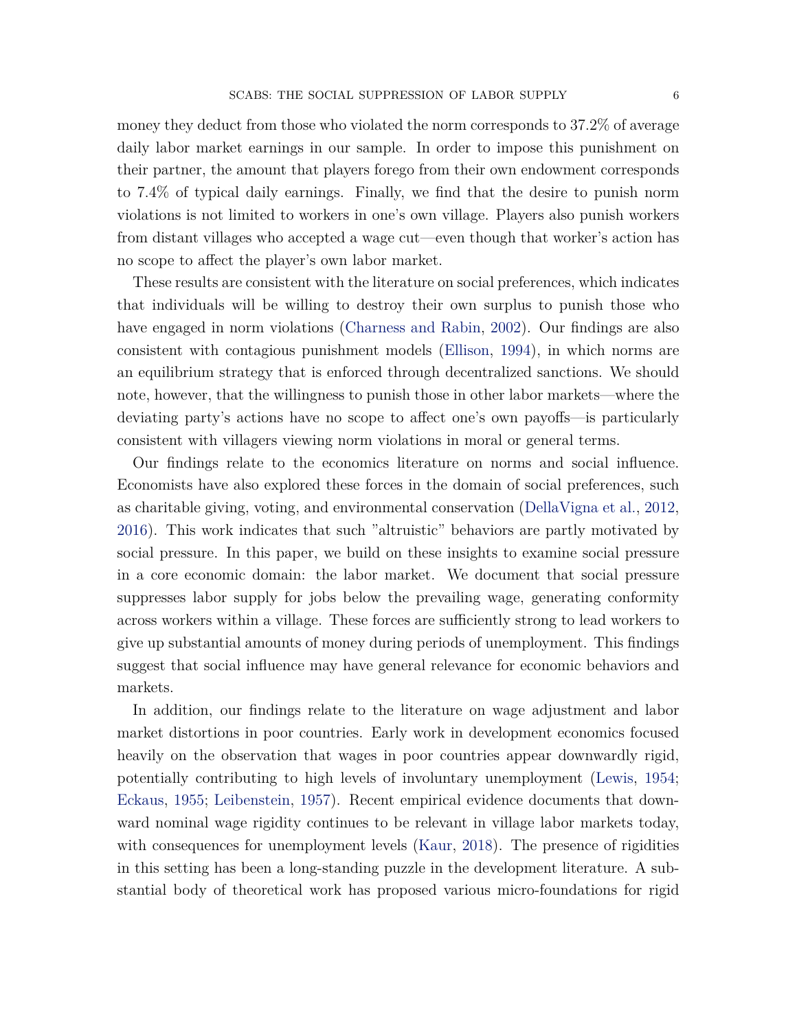money they deduct from those who violated the norm corresponds to 37.2% of average daily labor market earnings in our sample. In order to impose this punishment on their partner, the amount that players forego from their own endowment corresponds to 7.4% of typical daily earnings. Finally, we find that the desire to punish norm violations is not limited to workers in one's own village. Players also punish workers from distant villages who accepted a wage cut—even though that worker's action has no scope to affect the player's own labor market.

These results are consistent with the literature on social preferences, which indicates that individuals will be willing to destroy their own surplus to punish those who have engaged in norm violations (Charness and Rabin, 2002). Our findings are also consistent with contagious punishment models (Ellison, 1994), in which norms are an equilibrium strategy that is enforced through decentralized sanctions. We should note, however, that the willingness to punish those in other labor markets—where the deviating party's actions have no scope to affect one's own payoffs—is particularly consistent with villagers viewing norm violations in moral or general terms.

Our findings relate to the economics literature on norms and social influence. Economists have also explored these forces in the domain of social preferences, such as charitable giving, voting, and environmental conservation (DellaVigna et al., 2012, 2016). This work indicates that such "altruistic" behaviors are partly motivated by social pressure. In this paper, we build on these insights to examine social pressure in a core economic domain: the labor market. We document that social pressure suppresses labor supply for jobs below the prevailing wage, generating conformity across workers within a village. These forces are sufficiently strong to lead workers to give up substantial amounts of money during periods of unemployment. This findings suggest that social influence may have general relevance for economic behaviors and markets.

In addition, our findings relate to the literature on wage adjustment and labor market distortions in poor countries. Early work in development economics focused heavily on the observation that wages in poor countries appear downwardly rigid, potentially contributing to high levels of involuntary unemployment (Lewis, 1954; Eckaus, 1955; Leibenstein, 1957). Recent empirical evidence documents that downward nominal wage rigidity continues to be relevant in village labor markets today, with consequences for unemployment levels (Kaur, 2018). The presence of rigidities in this setting has been a long-standing puzzle in the development literature. A substantial body of theoretical work has proposed various micro-foundations for rigid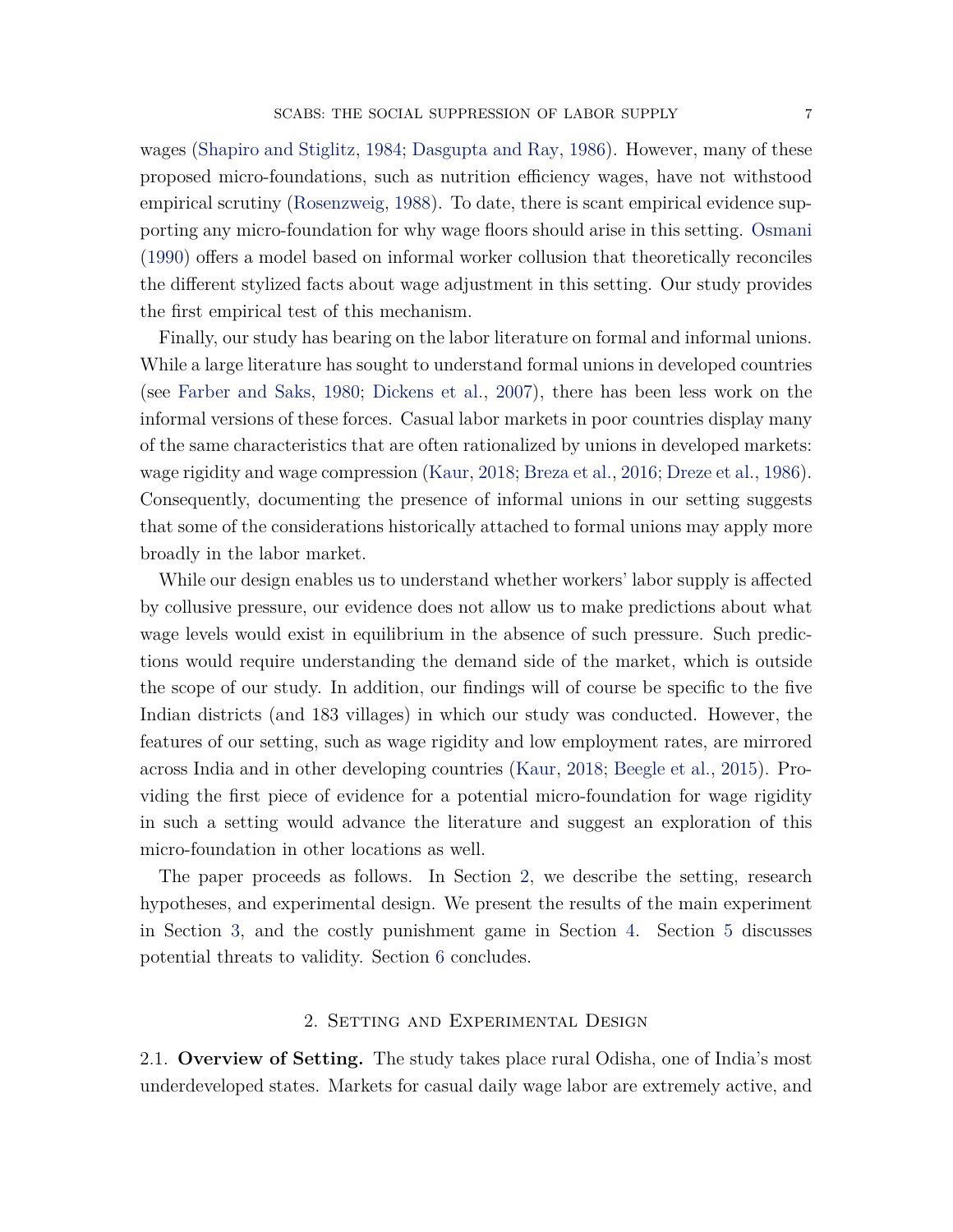wages (Shapiro and Stiglitz, 1984; Dasgupta and Ray, 1986). However, many of these proposed micro-foundations, such as nutrition efficiency wages, have not withstood empirical scrutiny (Rosenzweig, 1988). To date, there is scant empirical evidence supporting any micro-foundation for why wage floors should arise in this setting. Osmani (1990) offers a model based on informal worker collusion that theoretically reconciles the different stylized facts about wage adjustment in this setting. Our study provides the first empirical test of this mechanism.

Finally, our study has bearing on the labor literature on formal and informal unions. While a large literature has sought to understand formal unions in developed countries (see Farber and Saks, 1980; Dickens et al., 2007), there has been less work on the informal versions of these forces. Casual labor markets in poor countries display many of the same characteristics that are often rationalized by unions in developed markets: wage rigidity and wage compression (Kaur, 2018; Breza et al., 2016; Dreze et al., 1986). Consequently, documenting the presence of informal unions in our setting suggests that some of the considerations historically attached to formal unions may apply more broadly in the labor market.

While our design enables us to understand whether workers' labor supply is affected by collusive pressure, our evidence does not allow us to make predictions about what wage levels would exist in equilibrium in the absence of such pressure. Such predictions would require understanding the demand side of the market, which is outside the scope of our study. In addition, our findings will of course be specific to the five Indian districts (and 183 villages) in which our study was conducted. However, the features of our setting, such as wage rigidity and low employment rates, are mirrored across India and in other developing countries (Kaur, 2018; Beegle et al., 2015). Providing the first piece of evidence for a potential micro-foundation for wage rigidity in such a setting would advance the literature and suggest an exploration of this micro-foundation in other locations as well.

The paper proceeds as follows. In Section 2, we describe the setting, research hypotheses, and experimental design. We present the results of the main experiment in Section 3, and the costly punishment game in Section 4. Section 5 discusses potential threats to validity. Section 6 concludes.

## 2. Setting and Experimental Design

2.1. **Overview of Setting.** The study takes place rural Odisha, one of India's most underdeveloped states. Markets for casual daily wage labor are extremely active, and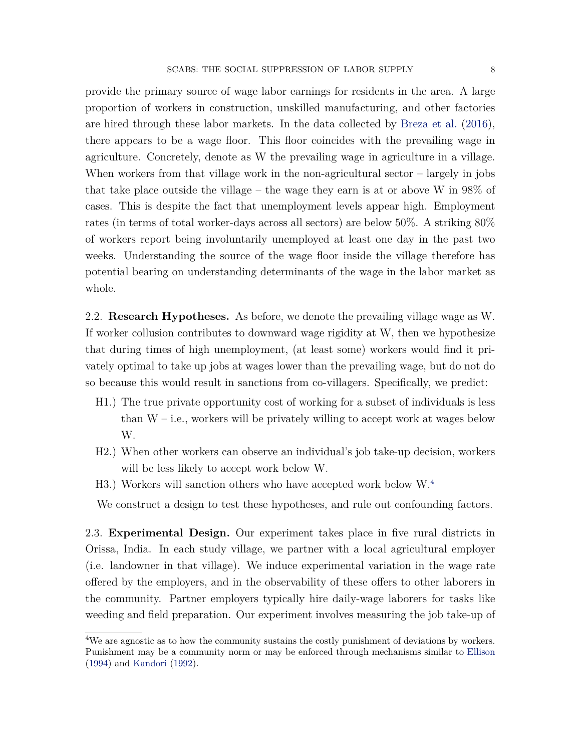provide the primary source of wage labor earnings for residents in the area. A large proportion of workers in construction, unskilled manufacturing, and other factories are hired through these labor markets. In the data collected by Breza et al. (2016), there appears to be a wage floor. This floor coincides with the prevailing wage in agriculture. Concretely, denote as W the prevailing wage in agriculture in a village. When workers from that village work in the non-agricultural sector – largely in jobs that take place outside the village – the wage they earn is at or above W in 98% of cases. This is despite the fact that unemployment levels appear high. Employment rates (in terms of total worker-days across all sectors) are below 50%. A striking 80% of workers report being involuntarily unemployed at least one day in the past two weeks. Understanding the source of the wage floor inside the village therefore has potential bearing on understanding determinants of the wage in the labor market as whole.

2.2. **Research Hypotheses.** As before, we denote the prevailing village wage as W. If worker collusion contributes to downward wage rigidity at W, then we hypothesize that during times of high unemployment, (at least some) workers would find it privately optimal to take up jobs at wages lower than the prevailing wage, but do not do so because this would result in sanctions from co-villagers. Specifically, we predict:

- H1.) The true private opportunity cost of working for a subset of individuals is less than W – i.e., workers will be privately willing to accept work at wages below W.
- H2.) When other workers can observe an individual's job take-up decision, workers will be less likely to accept work below W.
- H3.) Workers will sanction others who have accepted work below W.[4]

We construct a design to test these hypotheses, and rule out confounding factors.

2.3. **Experimental Design.** Our experiment takes place in five rural districts in Orissa, India. In each study village, we partner with a local agricultural employer (i.e. landowner in that village). We induce experimental variation in the wage rate offered by the employers, and in the observability of these offers to other laborers in the community. Partner employers typically hire daily-wage laborers for tasks like weeding and field preparation. Our experiment involves measuring the job take-up of

[4] We are agnostic as to how the community sustains the costly punishment of deviations by workers. Punishment may be a community norm or may be enforced through mechanisms similar to Ellison (1994) and Kandori (1992).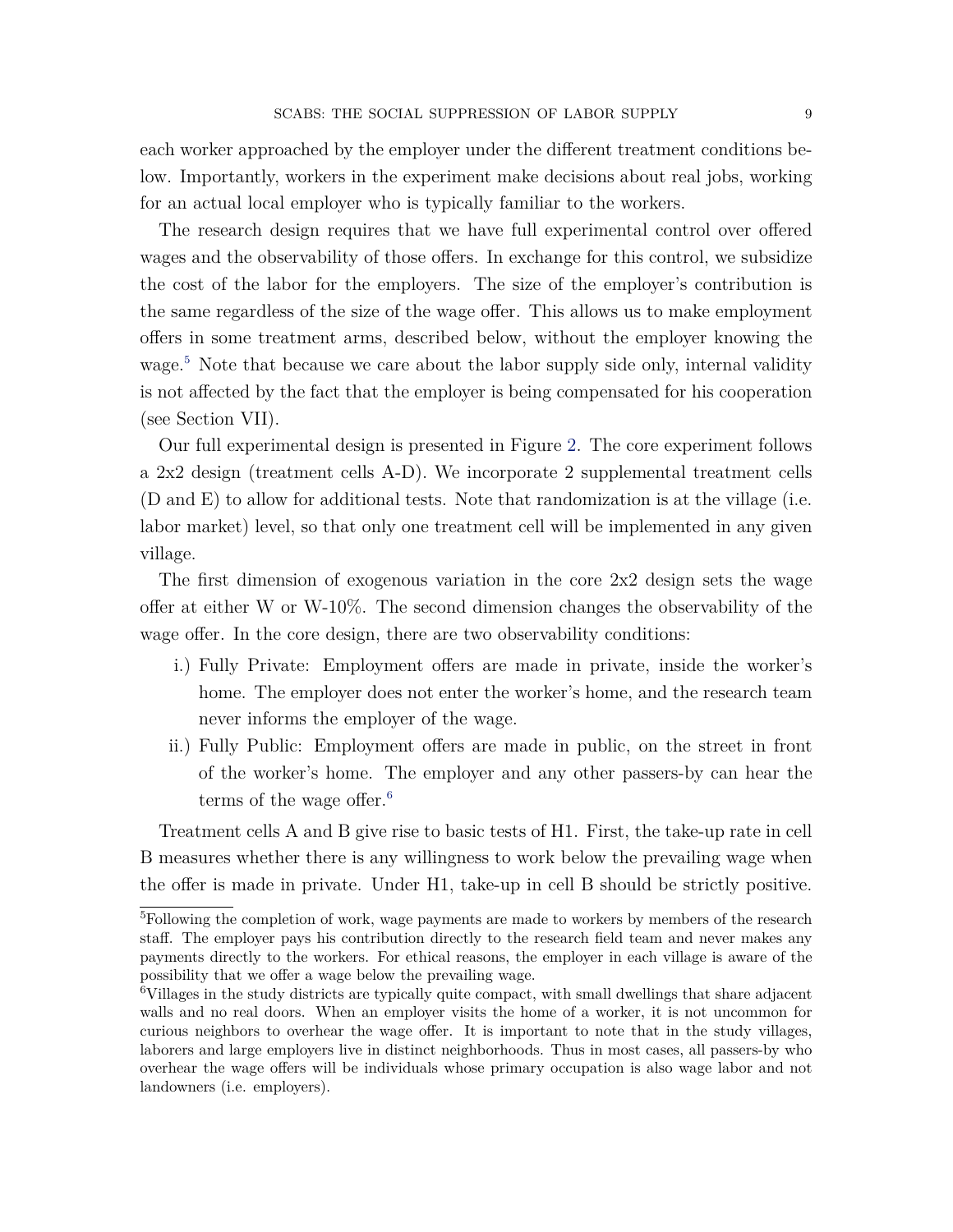each worker approached by the employer under the different treatment conditions below. Importantly, workers in the experiment make decisions about real jobs, working for an actual local employer who is typically familiar to the workers.

The research design requires that we have full experimental control over offered wages and the observability of those offers. In exchange for this control, we subsidize the cost of the labor for the employers. The size of the employer's contribution is the same regardless of the size of the wage offer. This allows us to make employment offers in some treatment arms, described below, without the employer knowing the wage.[5] Note that because we care about the labor supply side only, internal validity is not affected by the fact that the employer is being compensated for his cooperation (see Section VII).

Our full experimental design is presented in Figure 2. The core experiment follows a 2x2 design (treatment cells A-D). We incorporate 2 supplemental treatment cells (D and E) to allow for additional tests. Note that randomization is at the village (i.e. labor market) level, so that only one treatment cell will be implemented in any given village.

The first dimension of exogenous variation in the core 2x2 design sets the wage offer at either W or W-10%. The second dimension changes the observability of the wage offer. In the core design, there are two observability conditions:

i.) Fully Private: Employment offers are made in private, inside the worker's home. The employer does not enter the worker's home, and the research team never informs the employer of the wage.

ii.) Fully Public: Employment offers are made in public, on the street in front of the worker's home. The employer and any other passers-by can hear the terms of the wage offer.[6]

Treatment cells A and B give rise to basic tests of H1. First, the take-up rate in cell B measures whether there is any willingness to work below the prevailing wage when the offer is made in private. Under H1, take-up in cell B should be strictly positive.

[5]Following the completion of work, wage payments are made to workers by members of the research staff. The employer pays his contribution directly to the research field team and never makes any payments directly to the workers. For ethical reasons, the employer in each village is aware of the possibility that we offer a wage below the prevailing wage.

[6]Villages in the study districts are typically quite compact, with small dwellings that share adjacent walls and no real doors. When an employer visits the home of a worker, it is not uncommon for curious neighbors to overhear the wage offer. It is important to note that in the study villages, laborers and large employers live in distinct neighborhoods. Thus in most cases, all passers-by who overhear the wage offers will be individuals whose primary occupation is also wage labor and not landowners (i.e. employers).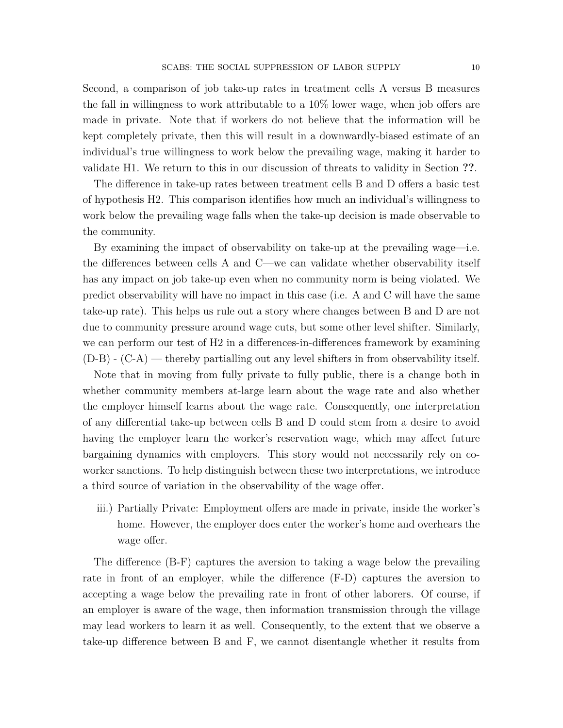Second, a comparison of job take-up rates in treatment cells A versus B measures the fall in willingness to work attributable to a 10% lower wage, when job offers are made in private. Note that if workers do not believe that the information will be kept completely private, then this will result in a downwardly-biased estimate of an individual's true willingness to work below the prevailing wage, making it harder to validate H1. We return to this in our discussion of threats to validity in Section **??**.

The difference in take-up rates between treatment cells B and D offers a basic test of hypothesis H2. This comparison identifies how much an individual's willingness to work below the prevailing wage falls when the take-up decision is made observable to the community.

By examining the impact of observability on take-up at the prevailing wage—i.e. the differences between cells A and C—we can validate whether observability itself has any impact on job take-up even when no community norm is being violated. We predict observability will have no impact in this case (i.e. A and C will have the same take-up rate). This helps us rule out a story where changes between B and D are not due to community pressure around wage cuts, but some other level shifter. Similarly, we can perform our test of H2 in a differences-in-differences framework by examining (D-B) - (C-A) — thereby partialling out any level shifters in from observability itself.

Note that in moving from fully private to fully public, there is a change both in whether community members at-large learn about the wage rate and also whether the employer himself learns about the wage rate. Consequently, one interpretation of any differential take-up between cells B and D could stem from a desire to avoid having the employer learn the worker's reservation wage, which may affect future bargaining dynamics with employers. This story would not necessarily rely on co-worker sanctions. To help distinguish between these two interpretations, we introduce a third source of variation in the observability of the wage offer.

iii.) Partially Private: Employment offers are made in private, inside the worker's home. However, the employer does enter the worker's home and overhears the wage offer.

The difference (B-F) captures the aversion to taking a wage below the prevailing rate in front of an employer, while the difference (F-D) captures the aversion to accepting a wage below the prevailing rate in front of other laborers. Of course, if an employer is aware of the wage, then information transmission through the village may lead workers to learn it as well. Consequently, to the extent that we observe a take-up difference between B and F, we cannot disentangle whether it results from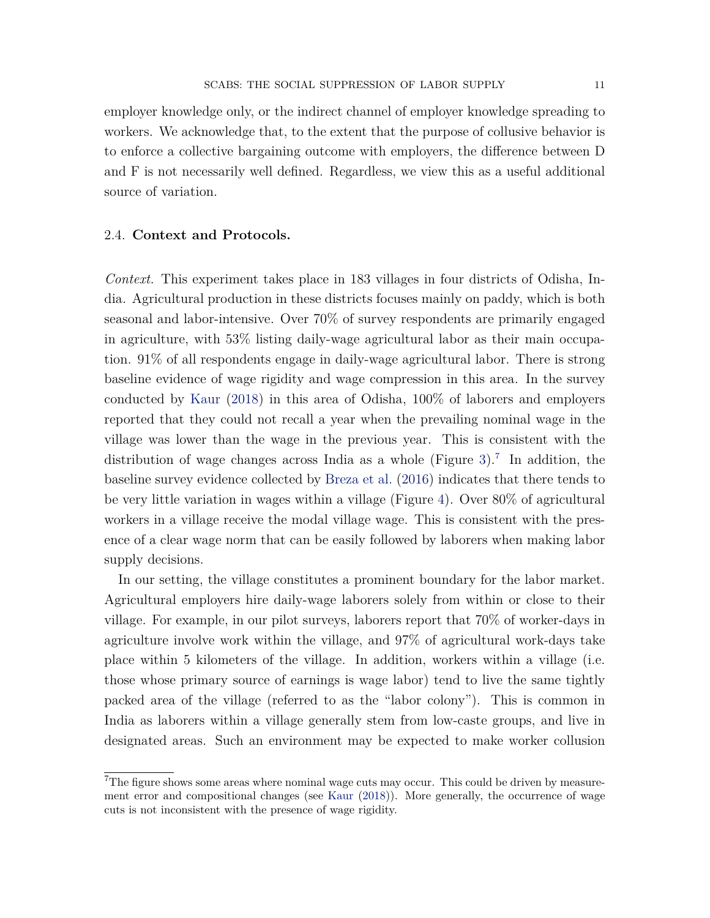employer knowledge only, or the indirect channel of employer knowledge spreading to workers. We acknowledge that, to the extent that the purpose of collusive behavior is to enforce a collective bargaining outcome with employers, the difference between D and F is not necessarily well defined. Regardless, we view this as a useful additional source of variation.

### 2.4. **Context and Protocols.**

*Context.* This experiment takes place in 183 villages in four districts of Odisha, India. Agricultural production in these districts focuses mainly on paddy, which is both seasonal and labor-intensive. Over 70% of survey respondents are primarily engaged in agriculture, with 53% listing daily-wage agricultural labor as their main occupation. 91% of all respondents engage in daily-wage agricultural labor. There is strong baseline evidence of wage rigidity and wage compression in this area. In the survey conducted by Kaur (2018) in this area of Odisha, 100% of laborers and employers reported that they could not recall a year when the prevailing nominal wage in the village was lower than the wage in the previous year. This is consistent with the distribution of wage changes across India as a whole (Figure 3).[7] In addition, the baseline survey evidence collected by Breza et al. (2016) indicates that there tends to be very little variation in wages within a village (Figure 4). Over 80% of agricultural workers in a village receive the modal village wage. This is consistent with the presence of a clear wage norm that can be easily followed by laborers when making labor supply decisions.

In our setting, the village constitutes a prominent boundary for the labor market. Agricultural employers hire daily-wage laborers solely from within or close to their village. For example, in our pilot surveys, laborers report that 70% of worker-days in agriculture involve work within the village, and 97% of agricultural work-days take place within 5 kilometers of the village. In addition, workers within a village (i.e. those whose primary source of earnings is wage labor) tend to live the same tightly packed area of the village (referred to as the "labor colony"). This is common in India as laborers within a village generally stem from low-caste groups, and live in designated areas. Such an environment may be expected to make worker collusion

[7] The figure shows some areas where nominal wage cuts may occur. This could be driven by measurement error and compositional changes (see Kaur (2018)). More generally, the occurrence of wage cuts is not inconsistent with the presence of wage rigidity.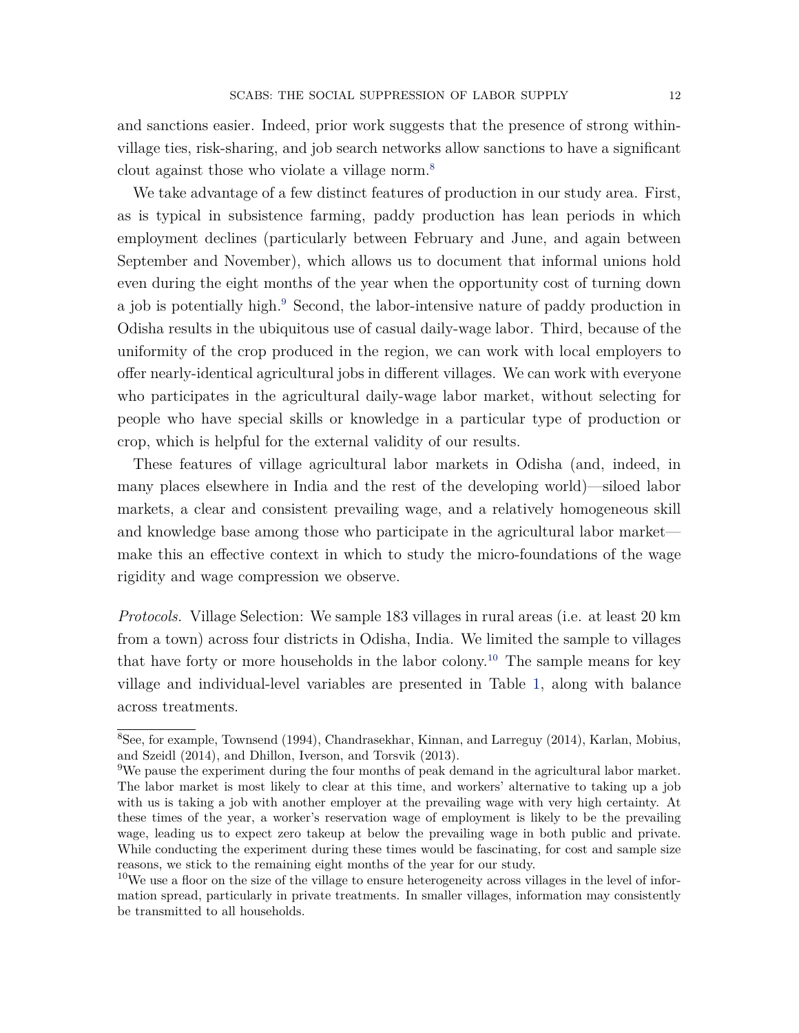and sanctions easier. Indeed, prior work suggests that the presence of strong within-village ties, risk-sharing, and job search networks allow sanctions to have a significant clout against those who violate a village norm.[8]

We take advantage of a few distinct features of production in our study area. First, as is typical in subsistence farming, paddy production has lean periods in which employment declines (particularly between February and June, and again between September and November), which allows us to document that informal unions hold even during the eight months of the year when the opportunity cost of turning down a job is potentially high.[9] Second, the labor-intensive nature of paddy production in Odisha results in the ubiquitous use of casual daily-wage labor. Third, because of the uniformity of the crop produced in the region, we can work with local employers to offer nearly-identical agricultural jobs in different villages. We can work with everyone who participates in the agricultural daily-wage labor market, without selecting for people who have special skills or knowledge in a particular type of production or crop, which is helpful for the external validity of our results.

These features of village agricultural labor markets in Odisha (and, indeed, in many places elsewhere in India and the rest of the developing world)—siloed labor markets, a clear and consistent prevailing wage, and a relatively homogeneous skill and knowledge base among those who participate in the agricultural labor market—make this an effective context in which to study the micro-foundations of the wage rigidity and wage compression we observe.

*Protocols.* Village Selection: We sample 183 villages in rural areas (i.e. at least 20 km from a town) across four districts in Odisha, India. We limited the sample to villages that have forty or more households in the labor colony.[10] The sample means for key village and individual-level variables are presented in Table 1, along with balance across treatments.

[8]See, for example, Townsend (1994), Chandrasekhar, Kinnan, and Larreguy (2014), Karlan, Mobius, and Szeidl (2014), and Dhillon, Iverson, and Torsvik (2013).

[9]We pause the experiment during the four months of peak demand in the agricultural labor market. The labor market is most likely to clear at this time, and workers' alternative to taking up a job with us is taking a job with another employer at the prevailing wage with very high certainty. At these times of the year, a worker's reservation wage of employment is likely to be the prevailing wage, leading us to expect zero takeup at below the prevailing wage in both public and private. While conducting the experiment during these times would be fascinating, for cost and sample size reasons, we stick to the remaining eight months of the year for our study.

[10]We use a floor on the size of the village to ensure heterogeneity across villages in the level of information spread, particularly in private treatments. In smaller villages, information may consistently be transmitted to all households.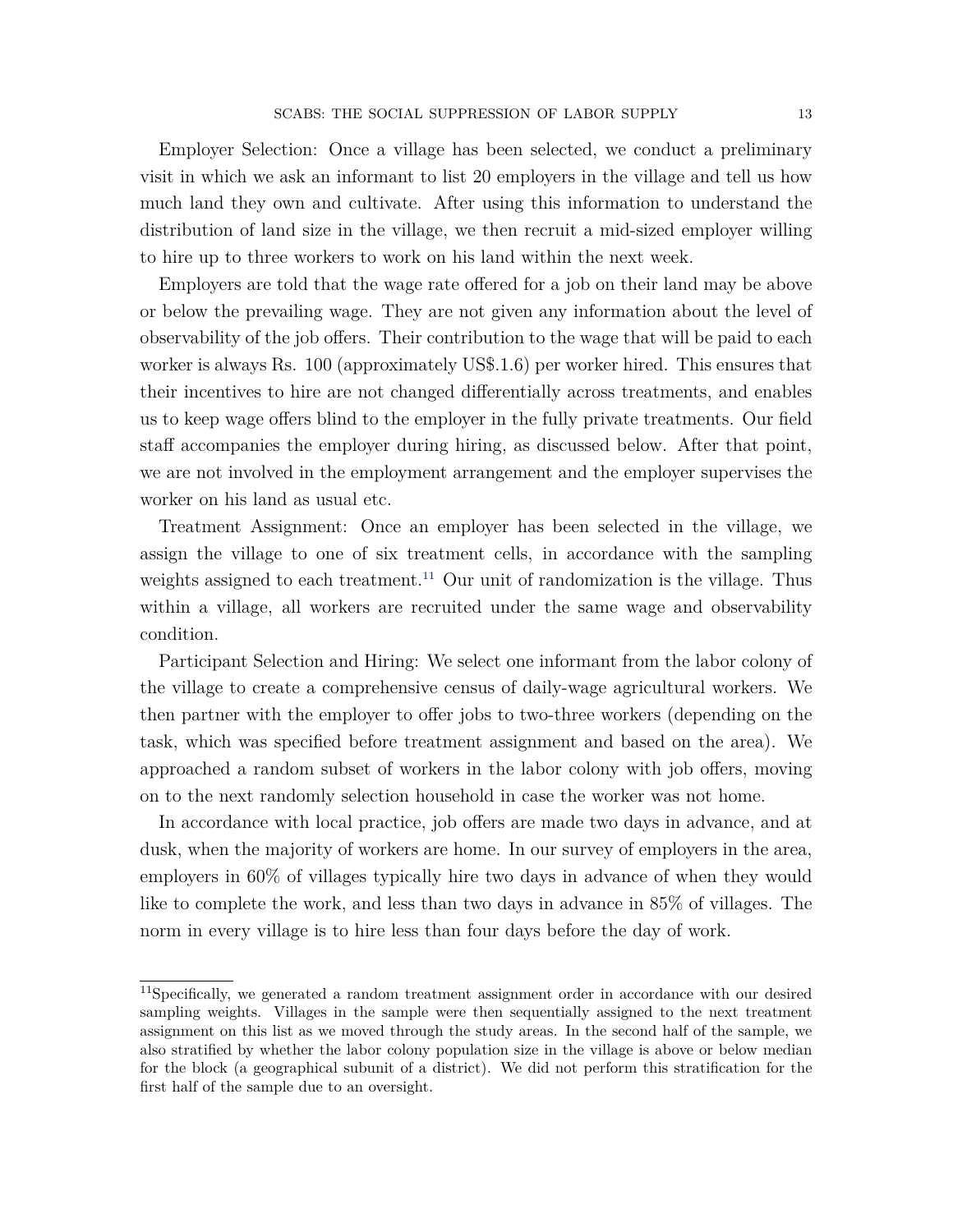Employer Selection: Once a village has been selected, we conduct a preliminary visit in which we ask an informant to list 20 employers in the village and tell us how much land they own and cultivate. After using this information to understand the distribution of land size in the village, we then recruit a mid-sized employer willing to hire up to three workers to work on his land within the next week.

Employers are told that the wage rate offered for a job on their land may be above or below the prevailing wage. They are not given any information about the level of observability of the job offers. Their contribution to the wage that will be paid to each worker is always Rs. 100 (approximately US$.1.6) per worker hired. This ensures that their incentives to hire are not changed differentially across treatments, and enables us to keep wage offers blind to the employer in the fully private treatments. Our field staff accompanies the employer during hiring, as discussed below. After that point, we are not involved in the employment arrangement and the employer supervises the worker on his land as usual etc.

Treatment Assignment: Once an employer has been selected in the village, we assign the village to one of six treatment cells, in accordance with the sampling weights assigned to each treatment.[11] Our unit of randomization is the village. Thus within a village, all workers are recruited under the same wage and observability condition.

Participant Selection and Hiring: We select one informant from the labor colony of the village to create a comprehensive census of daily-wage agricultural workers. We then partner with the employer to offer jobs to two-three workers (depending on the task, which was specified before treatment assignment and based on the area). We approached a random subset of workers in the labor colony with job offers, moving on to the next randomly selection household in case the worker was not home.

In accordance with local practice, job offers are made two days in advance, and at dusk, when the majority of workers are home. In our survey of employers in the area, employers in 60% of villages typically hire two days in advance of when they would like to complete the work, and less than two days in advance in 85% of villages. The norm in every village is to hire less than four days before the day of work.

[11]Specifically, we generated a random treatment assignment order in accordance with our desired sampling weights. Villages in the sample were then sequentially assigned to the next treatment assignment on this list as we moved through the study areas. In the second half of the sample, we also stratified by whether the labor colony population size in the village is above or below median for the block (a geographical subunit of a district). We did not perform this stratification for the first half of the sample due to an oversight.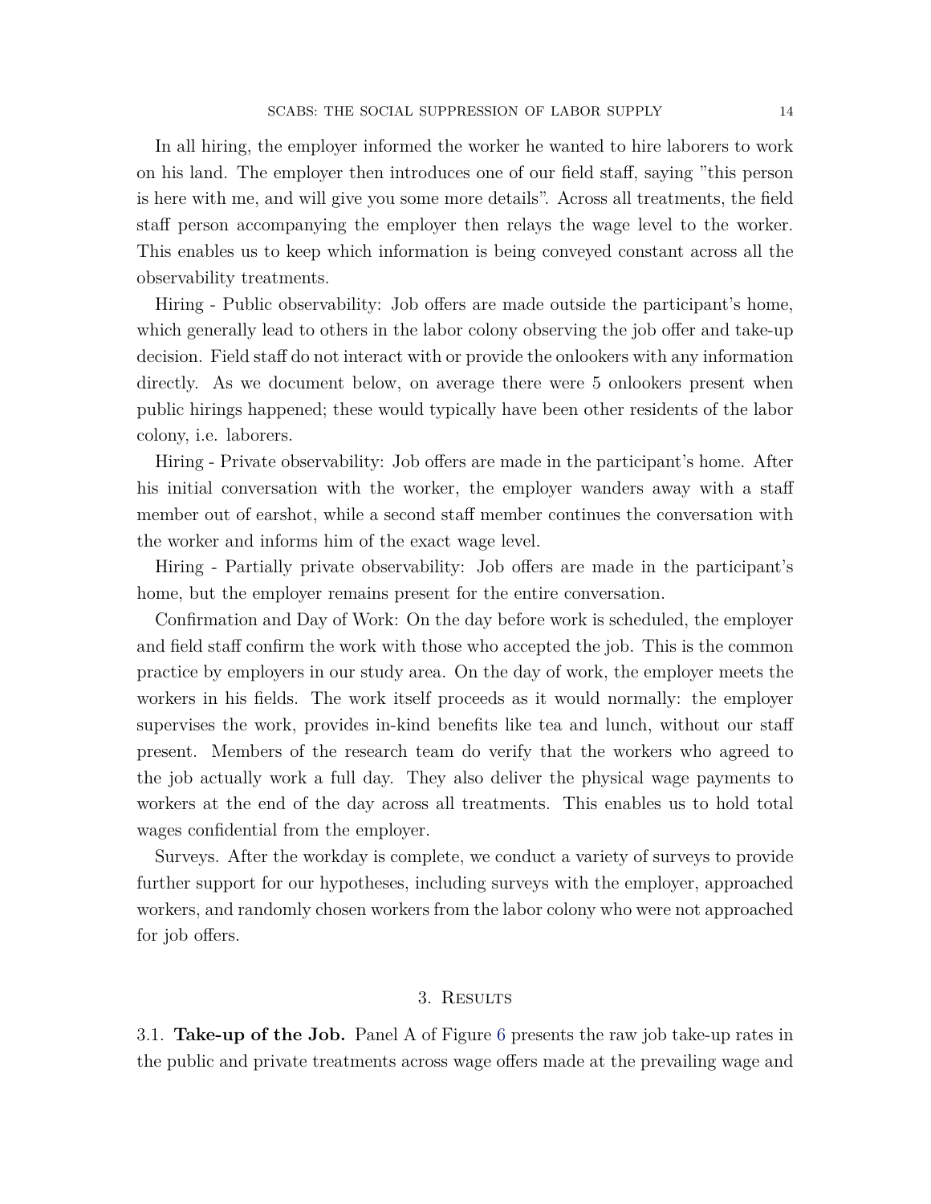In all hiring, the employer informed the worker he wanted to hire laborers to work on his land. The employer then introduces one of our field staff, saying "this person is here with me, and will give you some more details". Across all treatments, the field staff person accompanying the employer then relays the wage level to the worker. This enables us to keep which information is being conveyed constant across all the observability treatments.

Hiring - Public observability: Job offers are made outside the participant's home, which generally lead to others in the labor colony observing the job offer and take-up decision. Field staff do not interact with or provide the onlookers with any information directly. As we document below, on average there were 5 onlookers present when public hirings happened; these would typically have been other residents of the labor colony, i.e. laborers.

Hiring - Private observability: Job offers are made in the participant's home. After his initial conversation with the worker, the employer wanders away with a staff member out of earshot, while a second staff member continues the conversation with the worker and informs him of the exact wage level.

Hiring - Partially private observability: Job offers are made in the participant's home, but the employer remains present for the entire conversation.

Confirmation and Day of Work: On the day before work is scheduled, the employer and field staff confirm the work with those who accepted the job. This is the common practice by employers in our study area. On the day of work, the employer meets the workers in his fields. The work itself proceeds as it would normally: the employer supervises the work, provides in-kind benefits like tea and lunch, without our staff present. Members of the research team do verify that the workers who agreed to the job actually work a full day. They also deliver the physical wage payments to workers at the end of the day across all treatments. This enables us to hold total wages confidential from the employer.

Surveys. After the workday is complete, we conduct a variety of surveys to provide further support for our hypotheses, including surveys with the employer, approached workers, and randomly chosen workers from the labor colony who were not approached for job offers.

## 3. Results

### 3.1. **Take-up of the Job.**

Panel A of Figure 6 presents the raw job take-up rates in the public and private treatments across wage offers made at the prevailing wage and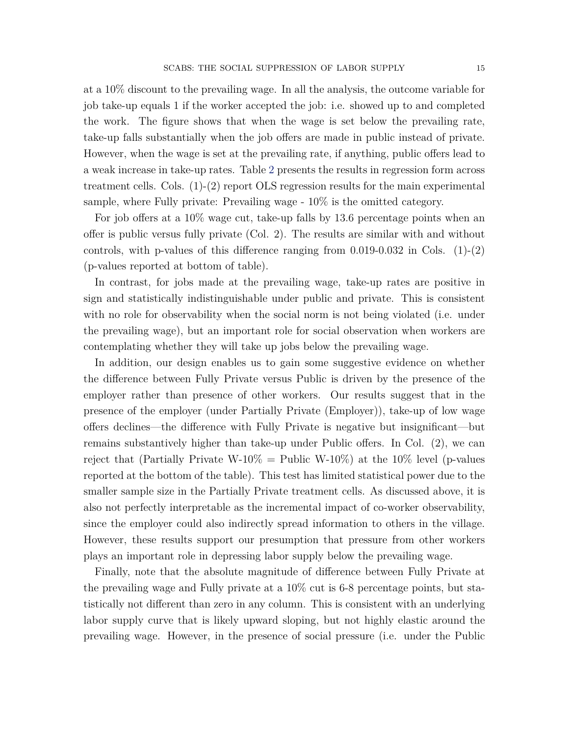at a 10% discount to the prevailing wage. In all the analysis, the outcome variable for job take-up equals 1 if the worker accepted the job: i.e. showed up to and completed the work. The figure shows that when the wage is set below the prevailing rate, take-up falls substantially when the job offers are made in public instead of private. However, when the wage is set at the prevailing rate, if anything, public offers lead to a weak increase in take-up rates. Table 2 presents the results in regression form across treatment cells. Cols. (1)-(2) report OLS regression results for the main experimental sample, where Fully private: Prevailing wage - 10% is the omitted category.

For job offers at a 10% wage cut, take-up falls by 13.6 percentage points when an offer is public versus fully private (Col. 2). The results are similar with and without controls, with p-values of this difference ranging from 0.019-0.032 in Cols. (1)-(2) (p-values reported at bottom of table).

In contrast, for jobs made at the prevailing wage, take-up rates are positive in sign and statistically indistinguishable under public and private. This is consistent with no role for observability when the social norm is not being violated (i.e. under the prevailing wage), but an important role for social observation when workers are contemplating whether they will take up jobs below the prevailing wage.

In addition, our design enables us to gain some suggestive evidence on whether the difference between Fully Private versus Public is driven by the presence of the employer rather than presence of other workers. Our results suggest that in the presence of the employer (under Partially Private (Employer)), take-up of low wage offers declines—the difference with Fully Private is negative but insignificant—but remains substantively higher than take-up under Public offers. In Col. (2), we can reject that (Partially Private W-10% = Public W-10%) at the 10% level (p-values reported at the bottom of the table). This test has limited statistical power due to the smaller sample size in the Partially Private treatment cells. As discussed above, it is also not perfectly interpretable as the incremental impact of co-worker observability, since the employer could also indirectly spread information to others in the village. However, these results support our presumption that pressure from other workers plays an important role in depressing labor supply below the prevailing wage.

Finally, note that the absolute magnitude of difference between Fully Private at the prevailing wage and Fully private at a 10% cut is 6-8 percentage points, but statistically not different than zero in any column. This is consistent with an underlying labor supply curve that is likely upward sloping, but not highly elastic around the prevailing wage. However, in the presence of social pressure (i.e. under the Public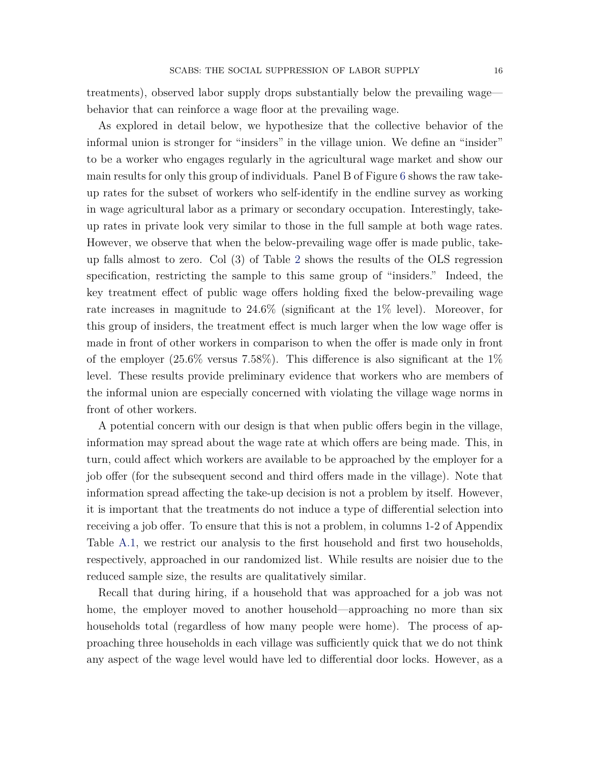treatments), observed labor supply drops substantially below the prevailing wage—behavior that can reinforce a wage floor at the prevailing wage.

As explored in detail below, we hypothesize that the collective behavior of the informal union is stronger for "insiders" in the village union. We define an "insider" to be a worker who engages regularly in the agricultural wage market and show our main results for only this group of individuals. Panel B of Figure 6 shows the raw take-up rates for the subset of workers who self-identify in the endline survey as working in wage agricultural labor as a primary or secondary occupation. Interestingly, take-up rates in private look very similar to those in the full sample at both wage rates. However, we observe that when the below-prevailing wage offer is made public, take-up falls almost to zero. Col (3) of Table 2 shows the results of the OLS regression specification, restricting the sample to this same group of "insiders." Indeed, the key treatment effect of public wage offers holding fixed the below-prevailing wage rate increases in magnitude to 24.6% (significant at the 1% level). Moreover, for this group of insiders, the treatment effect is much larger when the low wage offer is made in front of other workers in comparison to when the offer is made only in front of the employer (25.6% versus 7.58%). This difference is also significant at the 1% level. These results provide preliminary evidence that workers who are members of the informal union are especially concerned with violating the village wage norms in front of other workers.

A potential concern with our design is that when public offers begin in the village, information may spread about the wage rate at which offers are being made. This, in turn, could affect which workers are available to be approached by the employer for a job offer (for the subsequent second and third offers made in the village). Note that information spread affecting the take-up decision is not a problem by itself. However, it is important that the treatments do not induce a type of differential selection into receiving a job offer. To ensure that this is not a problem, in columns 1-2 of Appendix Table A.1, we restrict our analysis to the first household and first two households, respectively, approached in our randomized list. While results are noisier due to the reduced sample size, the results are qualitatively similar.

Recall that during hiring, if a household that was approached for a job was not home, the employer moved to another household—approaching no more than six households total (regardless of how many people were home). The process of approaching three households in each village was sufficiently quick that we do not think any aspect of the wage level would have led to differential door locks. However, as a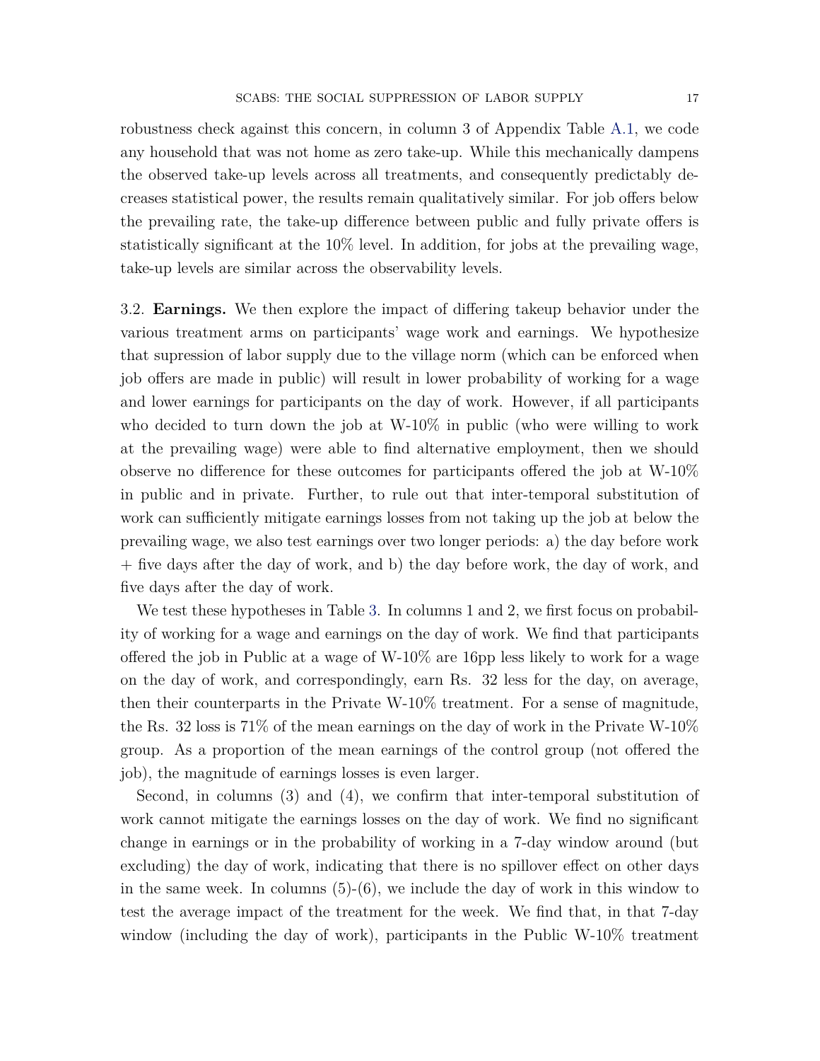robustness check against this concern, in column 3 of Appendix Table A.1, we code any household that was not home as zero take-up. While this mechanically dampens the observed take-up levels across all treatments, and consequently predictably decreases statistical power, the results remain qualitatively similar. For job offers below the prevailing rate, the take-up difference between public and fully private offers is statistically significant at the 10% level. In addition, for jobs at the prevailing wage, take-up levels are similar across the observability levels.

3.2. **Earnings.** We then explore the impact of differing takeup behavior under the various treatment arms on participants' wage work and earnings. We hypothesize that supression of labor supply due to the village norm (which can be enforced when job offers are made in public) will result in lower probability of working for a wage and lower earnings for participants on the day of work. However, if all participants who decided to turn down the job at W-10% in public (who were willing to work at the prevailing wage) were able to find alternative employment, then we should observe no difference for these outcomes for participants offered the job at W-10% in public and in private. Further, to rule out that inter-temporal substitution of work can sufficiently mitigate earnings losses from not taking up the job at below the prevailing wage, we also test earnings over two longer periods: a) the day before work + five days after the day of work, and b) the day before work, the day of work, and five days after the day of work.

We test these hypotheses in Table 3. In columns 1 and 2, we first focus on probability of working for a wage and earnings on the day of work. We find that participants offered the job in Public at a wage of W-10% are 16pp less likely to work for a wage on the day of work, and correspondingly, earn Rs. 32 less for the day, on average, then their counterparts in the Private W-10% treatment. For a sense of magnitude, the Rs. 32 loss is 71% of the mean earnings on the day of work in the Private W-10% group. As a proportion of the mean earnings of the control group (not offered the job), the magnitude of earnings losses is even larger.

Second, in columns (3) and (4), we confirm that inter-temporal substitution of work cannot mitigate the earnings losses on the day of work. We find no significant change in earnings or in the probability of working in a 7-day window around (but excluding) the day of work, indicating that there is no spillover effect on other days in the same week. In columns (5)-(6), we include the day of work in this window to test the average impact of the treatment for the week. We find that, in that 7-day window (including the day of work), participants in the Public W-10% treatment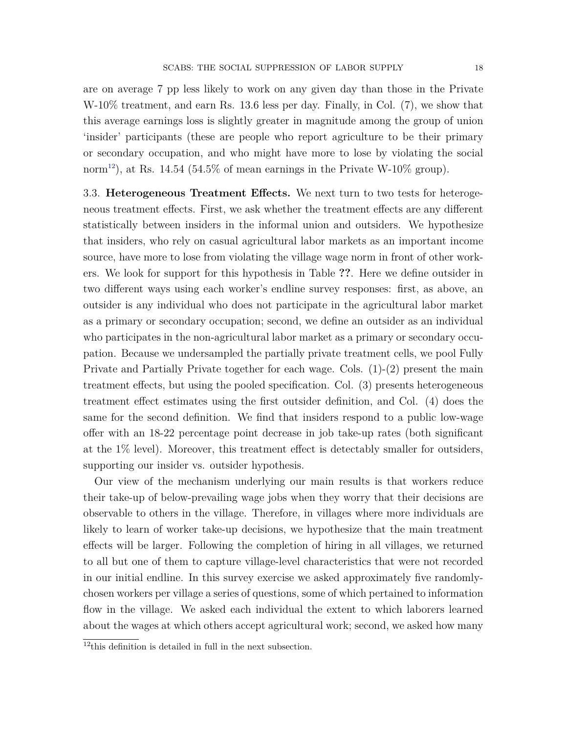are on average 7 pp less likely to work on any given day than those in the Private W-10% treatment, and earn Rs. 13.6 less per day. Finally, in Col. (7), we show that this average earnings loss is slightly greater in magnitude among the group of union 'insider' participants (these are people who report agriculture to be their primary or secondary occupation, and who might have more to lose by violating the social norm[12]), at Rs. 14.54 (54.5% of mean earnings in the Private W-10% group).

3.3. **Heterogeneous Treatment Effects.** We next turn to two tests for heterogeneous treatment effects. First, we ask whether the treatment effects are any different statistically between insiders in the informal union and outsiders. We hypothesize that insiders, who rely on casual agricultural labor markets as an important income source, have more to lose from violating the village wage norm in front of other workers. We look for support for this hypothesis in Table **??**. Here we define outsider in two different ways using each worker's endline survey responses: first, as above, an outsider is any individual who does not participate in the agricultural labor market as a primary or secondary occupation; second, we define an outsider as an individual who participates in the non-agricultural labor market as a primary or secondary occupation. Because we undersampled the partially private treatment cells, we pool Fully Private and Partially Private together for each wage. Cols. (1)-(2) present the main treatment effects, but using the pooled specification. Col. (3) presents heterogeneous treatment effect estimates using the first outsider definition, and Col. (4) does the same for the second definition. We find that insiders respond to a public low-wage offer with an 18-22 percentage point decrease in job take-up rates (both significant at the 1% level). Moreover, this treatment effect is detectably smaller for outsiders, supporting our insider vs. outsider hypothesis.

Our view of the mechanism underlying our main results is that workers reduce their take-up of below-prevailing wage jobs when they worry that their decisions are observable to others in the village. Therefore, in villages where more individuals are likely to learn of worker take-up decisions, we hypothesize that the main treatment effects will be larger. Following the completion of hiring in all villages, we returned to all but one of them to capture village-level characteristics that were not recorded in our initial endline. In this survey exercise we asked approximately five randomly-chosen workers per village a series of questions, some of which pertained to information flow in the village. We asked each individual the extent to which laborers learned about the wages at which others accept agricultural work; second, we asked how many

[12]this definition is detailed in full in the next subsection.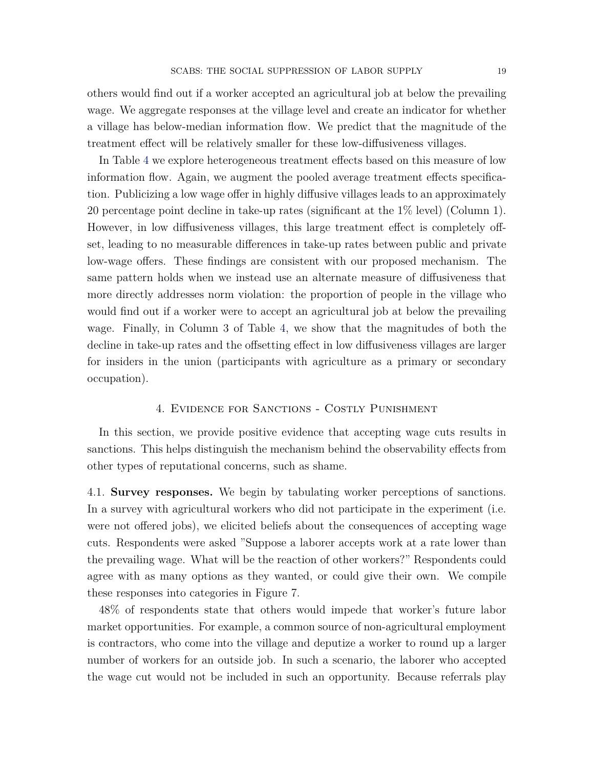others would find out if a worker accepted an agricultural job at below the prevailing wage. We aggregate responses at the village level and create an indicator for whether a village has below-median information flow. We predict that the magnitude of the treatment effect will be relatively smaller for these low-diffusiveness villages.

In Table 4 we explore heterogeneous treatment effects based on this measure of low information flow. Again, we augment the pooled average treatment effects specification. Publicizing a low wage offer in highly diffusive villages leads to an approximately 20 percentage point decline in take-up rates (significant at the 1% level) (Column 1). However, in low diffusiveness villages, this large treatment effect is completely offset, leading to no measurable differences in take-up rates between public and private low-wage offers. These findings are consistent with our proposed mechanism. The same pattern holds when we instead use an alternate measure of diffusiveness that more directly addresses norm violation: the proportion of people in the village who would find out if a worker were to accept an agricultural job at below the prevailing wage. Finally, in Column 3 of Table 4, we show that the magnitudes of both the decline in take-up rates and the offsetting effect in low diffusiveness villages are larger for insiders in the union (participants with agriculture as a primary or secondary occupation).

## 4. Evidence for Sanctions - Costly Punishment

In this section, we provide positive evidence that accepting wage cuts results in sanctions. This helps distinguish the mechanism behind the observability effects from other types of reputational concerns, such as shame.

### 4.1. **Survey responses.**

We begin by tabulating worker perceptions of sanctions. In a survey with agricultural workers who did not participate in the experiment (i.e. were not offered jobs), we elicited beliefs about the consequences of accepting wage cuts. Respondents were asked "Suppose a laborer accepts work at a rate lower than the prevailing wage. What will be the reaction of other workers?" Respondents could agree with as many options as they wanted, or could give their own. We compile these responses into categories in Figure 7.

48% of respondents state that others would impede that worker's future labor market opportunities. For example, a common source of non-agricultural employment is contractors, who come into the village and deputize a worker to round up a larger number of workers for an outside job. In such a scenario, the laborer who accepted the wage cut would not be included in such an opportunity. Because referrals play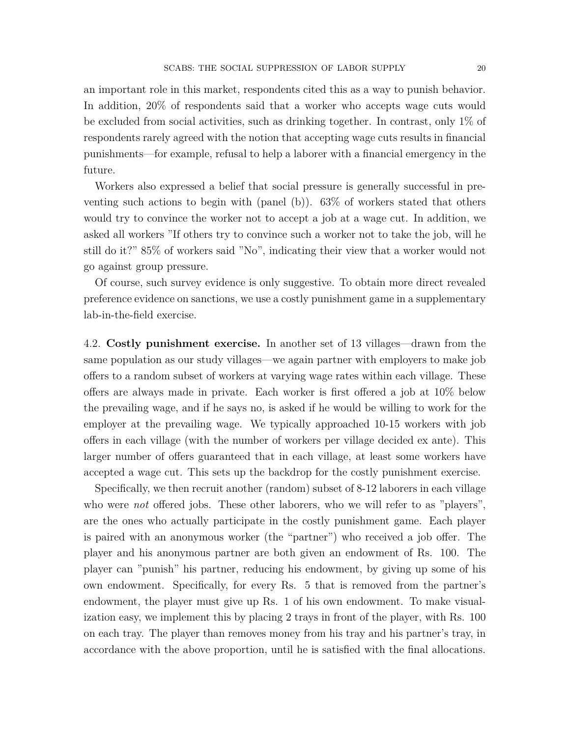an important role in this market, respondents cited this as a way to punish behavior. In addition, 20% of respondents said that a worker who accepts wage cuts would be excluded from social activities, such as drinking together. In contrast, only 1% of respondents rarely agreed with the notion that accepting wage cuts results in financial punishments—for example, refusal to help a laborer with a financial emergency in the future.

Workers also expressed a belief that social pressure is generally successful in preventing such actions to begin with (panel (b)). 63% of workers stated that others would try to convince the worker not to accept a job at a wage cut. In addition, we asked all workers "If others try to convince such a worker not to take the job, will he still do it?" 85% of workers said "No", indicating their view that a worker would not go against group pressure.

Of course, such survey evidence is only suggestive. To obtain more direct revealed preference evidence on sanctions, we use a costly punishment game in a supplementary lab-in-the-field exercise.

4.2. **Costly punishment exercise.** In another set of 13 villages—drawn from the same population as our study villages—we again partner with employers to make job offers to a random subset of workers at varying wage rates within each village. These offers are always made in private. Each worker is first offered a job at 10% below the prevailing wage, and if he says no, is asked if he would be willing to work for the employer at the prevailing wage. We typically approached 10-15 workers with job offers in each village (with the number of workers per village decided ex ante). This larger number of offers guaranteed that in each village, at least some workers have accepted a wage cut. This sets up the backdrop for the costly punishment exercise.

Specifically, we then recruit another (random) subset of 8-12 laborers in each village who were *not* offered jobs. These other laborers, who we will refer to as "players", are the ones who actually participate in the costly punishment game. Each player is paired with an anonymous worker (the "partner") who received a job offer. The player and his anonymous partner are both given an endowment of Rs. 100. The player can "punish" his partner, reducing his endowment, by giving up some of his own endowment. Specifically, for every Rs. 5 that is removed from the partner's endowment, the player must give up Rs. 1 of his own endowment. To make visualization easy, we implement this by placing 2 trays in front of the player, with Rs. 100 on each tray. The player than removes money from his tray and his partner's tray, in accordance with the above proportion, until he is satisfied with the final allocations.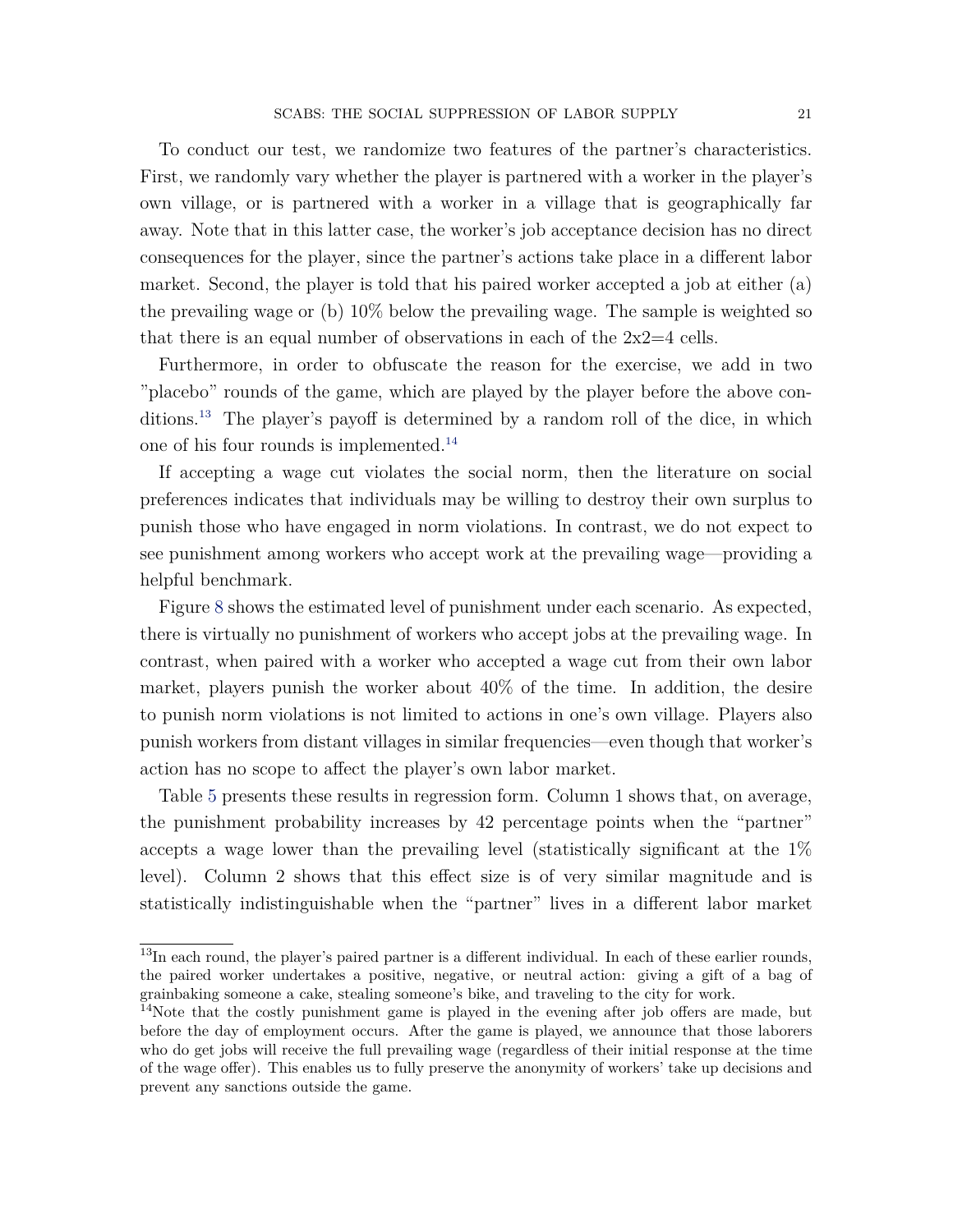To conduct our test, we randomize two features of the partner's characteristics. First, we randomly vary whether the player is partnered with a worker in the player's own village, or is partnered with a worker in a village that is geographically far away. Note that in this latter case, the worker's job acceptance decision has no direct consequences for the player, since the partner's actions take place in a different labor market. Second, the player is told that his paired worker accepted a job at either (a) the prevailing wage or (b) 10% below the prevailing wage. The sample is weighted so that there is an equal number of observations in each of the 2x2=4 cells.

Furthermore, in order to obfuscate the reason for the exercise, we add in two "placebo" rounds of the game, which are played by the player before the above conditions.[13] The player's payoff is determined by a random roll of the dice, in which one of his four rounds is implemented.[14]

If accepting a wage cut violates the social norm, then the literature on social preferences indicates that individuals may be willing to destroy their own surplus to punish those who have engaged in norm violations. In contrast, we do not expect to see punishment among workers who accept work at the prevailing wage—providing a helpful benchmark.

Figure 8 shows the estimated level of punishment under each scenario. As expected, there is virtually no punishment of workers who accept jobs at the prevailing wage. In contrast, when paired with a worker who accepted a wage cut from their own labor market, players punish the worker about 40% of the time. In addition, the desire to punish norm violations is not limited to actions in one's own village. Players also punish workers from distant villages in similar frequencies—even though that worker's action has no scope to affect the player's own labor market.

Table 5 presents these results in regression form. Column 1 shows that, on average, the punishment probability increases by 42 percentage points when the "partner" accepts a wage lower than the prevailing level (statistically significant at the 1% level). Column 2 shows that this effect size is of very similar magnitude and is statistically indistinguishable when the "partner" lives in a different labor market

[13] In each round, the player's paired partner is a different individual. In each of these earlier rounds, the paired worker undertakes a positive, negative, or neutral action: giving a gift of a bag of grainbaking someone a cake, stealing someone's bike, and traveling to the city for work.

[14] Note that the costly punishment game is played in the evening after job offers are made, but before the day of employment occurs. After the game is played, we announce that those laborers who do get jobs will receive the full prevailing wage (regardless of their initial response at the time of the wage offer). This enables us to fully preserve the anonymity of workers' take up decisions and prevent any sanctions outside the game.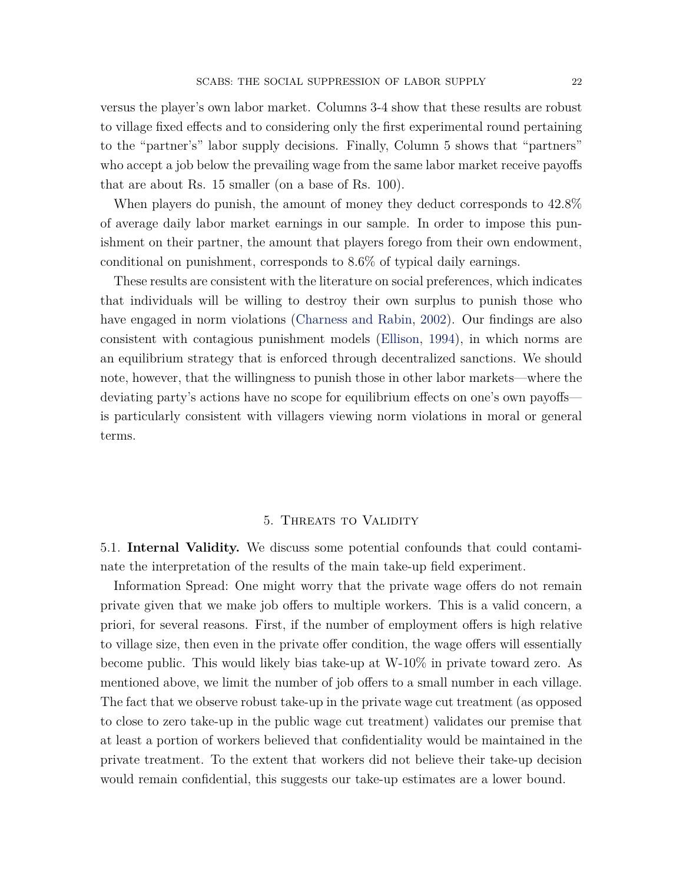versus the player's own labor market. Columns 3-4 show that these results are robust to village fixed effects and to considering only the first experimental round pertaining to the "partner's" labor supply decisions. Finally, Column 5 shows that "partners" who accept a job below the prevailing wage from the same labor market receive payoffs that are about Rs. 15 smaller (on a base of Rs. 100).

When players do punish, the amount of money they deduct corresponds to 42.8% of average daily labor market earnings in our sample. In order to impose this punishment on their partner, the amount that players forego from their own endowment, conditional on punishment, corresponds to 8.6% of typical daily earnings.

These results are consistent with the literature on social preferences, which indicates that individuals will be willing to destroy their own surplus to punish those who have engaged in norm violations (Charness and Rabin, 2002). Our findings are also consistent with contagious punishment models (Ellison, 1994), in which norms are an equilibrium strategy that is enforced through decentralized sanctions. We should note, however, that the willingness to punish those in other labor markets—where the deviating party's actions have no scope for equilibrium effects on one's own payoffs—is particularly consistent with villagers viewing norm violations in moral or general terms.

## 5. Threats to Validity

**5.1. Internal Validity.** We discuss some potential confounds that could contaminate the interpretation of the results of the main take-up field experiment.

Information Spread: One might worry that the private wage offers do not remain private given that we make job offers to multiple workers. This is a valid concern, a priori, for several reasons. First, if the number of employment offers is high relative to village size, then even in the private offer condition, the wage offers will essentially become public. This would likely bias take-up at W-10% in private toward zero. As mentioned above, we limit the number of job offers to a small number in each village. The fact that we observe robust take-up in the private wage cut treatment (as opposed to close to zero take-up in the public wage cut treatment) validates our premise that at least a portion of workers believed that confidentiality would be maintained in the private treatment. To the extent that workers did not believe their take-up decision would remain confidential, this suggests our take-up estimates are a lower bound.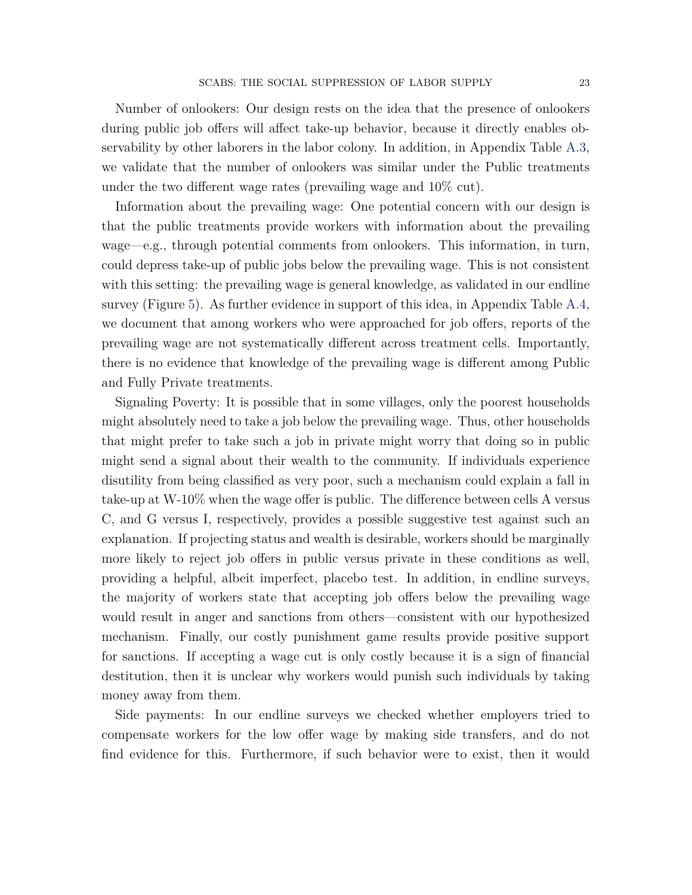Number of onlookers: Our design rests on the idea that the presence of onlookers during public job offers will affect take-up behavior, because it directly enables observability by other laborers in the labor colony. In addition, in Appendix Table A.3, we validate that the number of onlookers was similar under the Public treatments under the two different wage rates (prevailing wage and 10% cut).

Information about the prevailing wage: One potential concern with our design is that the public treatments provide workers with information about the prevailing wage—e.g., through potential comments from onlookers. This information, in turn, could depress take-up of public jobs below the prevailing wage. This is not consistent with this setting: the prevailing wage is general knowledge, as validated in our endline survey (Figure 5). As further evidence in support of this idea, in Appendix Table A.4, we document that among workers who were approached for job offers, reports of the prevailing wage are not systematically different across treatment cells. Importantly, there is no evidence that knowledge of the prevailing wage is different among Public and Fully Private treatments.

Signaling Poverty: It is possible that in some villages, only the poorest households might absolutely need to take a job below the prevailing wage. Thus, other households that might prefer to take such a job in private might worry that doing so in public might send a signal about their wealth to the community. If individuals experience disutility from being classified as very poor, such a mechanism could explain a fall in take-up at W-10% when the wage offer is public. The difference between cells A versus C, and G versus I, respectively, provides a possible suggestive test against such an explanation. If projecting status and wealth is desirable, workers should be marginally more likely to reject job offers in public versus private in these conditions as well, providing a helpful, albeit imperfect, placebo test. In addition, in endline surveys, the majority of workers state that accepting job offers below the prevailing wage would result in anger and sanctions from others—consistent with our hypothesized mechanism. Finally, our costly punishment game results provide positive support for sanctions. If accepting a wage cut is only costly because it is a sign of financial destitution, then it is unclear why workers would punish such individuals by taking money away from them.

Side payments: In our endline surveys we checked whether employers tried to compensate workers for the low offer wage by making side transfers, and do not find evidence for this. Furthermore, if such behavior were to exist, then it would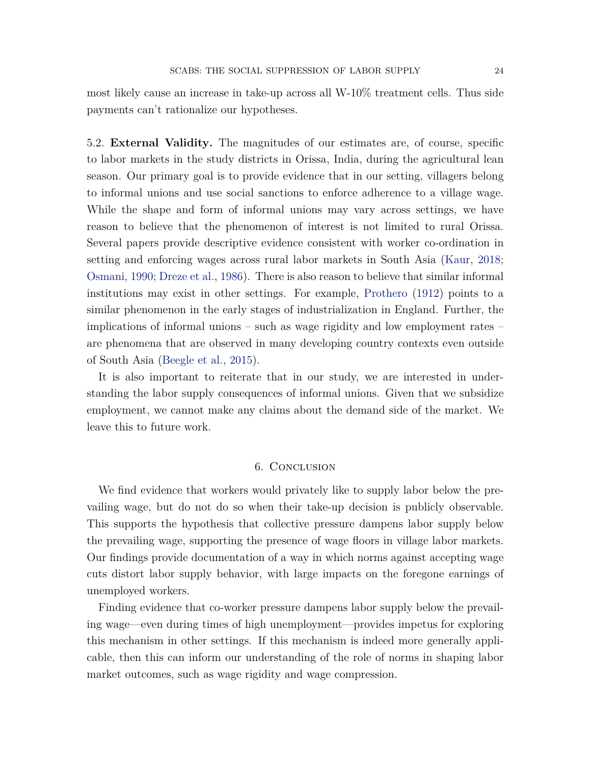most likely cause an increase in take-up across all W-10% treatment cells. Thus side payments can't rationalize our hypotheses.

5.2. **External Validity.** The magnitudes of our estimates are, of course, specific to labor markets in the study districts in Orissa, India, during the agricultural lean season. Our primary goal is to provide evidence that in our setting, villagers belong to informal unions and use social sanctions to enforce adherence to a village wage. While the shape and form of informal unions may vary across settings, we have reason to believe that the phenomenon of interest is not limited to rural Orissa. Several papers provide descriptive evidence consistent with worker co-ordination in setting and enforcing wages across rural labor markets in South Asia (Kaur, 2018; Osmani, 1990; Dreze et al., 1986). There is also reason to believe that similar informal institutions may exist in other settings. For example, Prothero (1912) points to a similar phenomenon in the early stages of industrialization in England. Further, the implications of informal unions – such as wage rigidity and low employment rates – are phenomena that are observed in many developing country contexts even outside of South Asia (Beegle et al., 2015).

It is also important to reiterate that in our study, we are interested in understanding the labor supply consequences of informal unions. Given that we subsidize employment, we cannot make any claims about the demand side of the market. We leave this to future work.

## 6. Conclusion

We find evidence that workers would privately like to supply labor below the prevailing wage, but do not do so when their take-up decision is publicly observable. This supports the hypothesis that collective pressure dampens labor supply below the prevailing wage, supporting the presence of wage floors in village labor markets. Our findings provide documentation of a way in which norms against accepting wage cuts distort labor supply behavior, with large impacts on the foregone earnings of unemployed workers.

Finding evidence that co-worker pressure dampens labor supply below the prevailing wage—even during times of high unemployment—provides impetus for exploring this mechanism in other settings. If this mechanism is indeed more generally applicable, then this can inform our understanding of the role of norms in shaping labor market outcomes, such as wage rigidity and wage compression.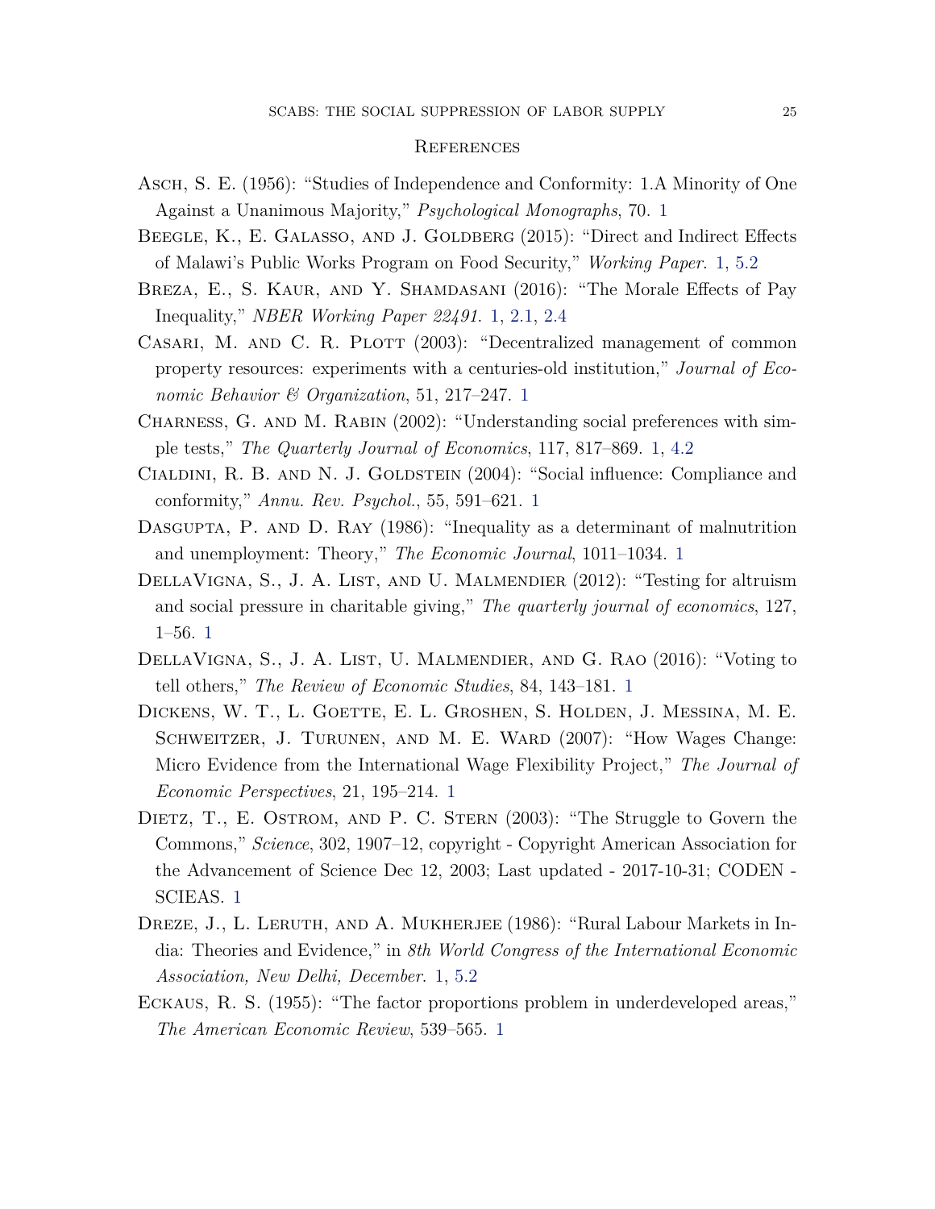## References

Asch, S. E. (1956): "Studies of Independence and Conformity: 1.A Minority of One Against a Unanimous Majority," *Psychological Monographs*, 70. 1

Beegle, K., E. Galasso, and J. Goldberg (2015): "Direct and Indirect Effects of Malawi's Public Works Program on Food Security," *Working Paper*. 1, 5.2

Breza, E., S. Kaur, and Y. Shamdasani (2016): "The Morale Effects of Pay Inequality," *NBER Working Paper 22491*. 1, 2.1, 2.4

Casari, M. and C. R. Plott (2003): "Decentralized management of common property resources: experiments with a centuries-old institution," *Journal of Economic Behavior & Organization*, 51, 217–247. 1

Charness, G. and M. Rabin (2002): "Understanding social preferences with simple tests," *The Quarterly Journal of Economics*, 117, 817–869. 1, 4.2

Cialdini, R. B. and N. J. Goldstein (2004): "Social influence: Compliance and conformity," *Annu. Rev. Psychol.*, 55, 591–621. 1

Dasgupta, P. and D. Ray (1986): "Inequality as a determinant of malnutrition and unemployment: Theory," *The Economic Journal*, 1011–1034. 1

DellaVigna, S., J. A. List, and U. Malmendier (2012): "Testing for altruism and social pressure in charitable giving," *The quarterly journal of economics*, 127, 1–56. 1

DellaVigna, S., J. A. List, U. Malmendier, and G. Rao (2016): "Voting to tell others," *The Review of Economic Studies*, 84, 143–181. 1

Dickens, W. T., L. Goette, E. L. Groshen, S. Holden, J. Messina, M. E. Schweitzer, J. Turunen, and M. E. Ward (2007): "How Wages Change: Micro Evidence from the International Wage Flexibility Project," *The Journal of Economic Perspectives*, 21, 195–214. 1

Dietz, T., E. Ostrom, and P. C. Stern (2003): "The Struggle to Govern the Commons," *Science*, 302, 1907–12, copyright - Copyright American Association for the Advancement of Science Dec 12, 2003; Last updated - 2017-10-31; CODEN - SCIEAS. 1

Dreze, J., L. Leruth, and A. Mukherjee (1986): "Rural Labour Markets in India: Theories and Evidence," in *8th World Congress of the International Economic Association, New Delhi, December*. 1, 5.2

Eckaus, R. S. (1955): "The factor proportions problem in underdeveloped areas," *The American Economic Review*, 539–565. 1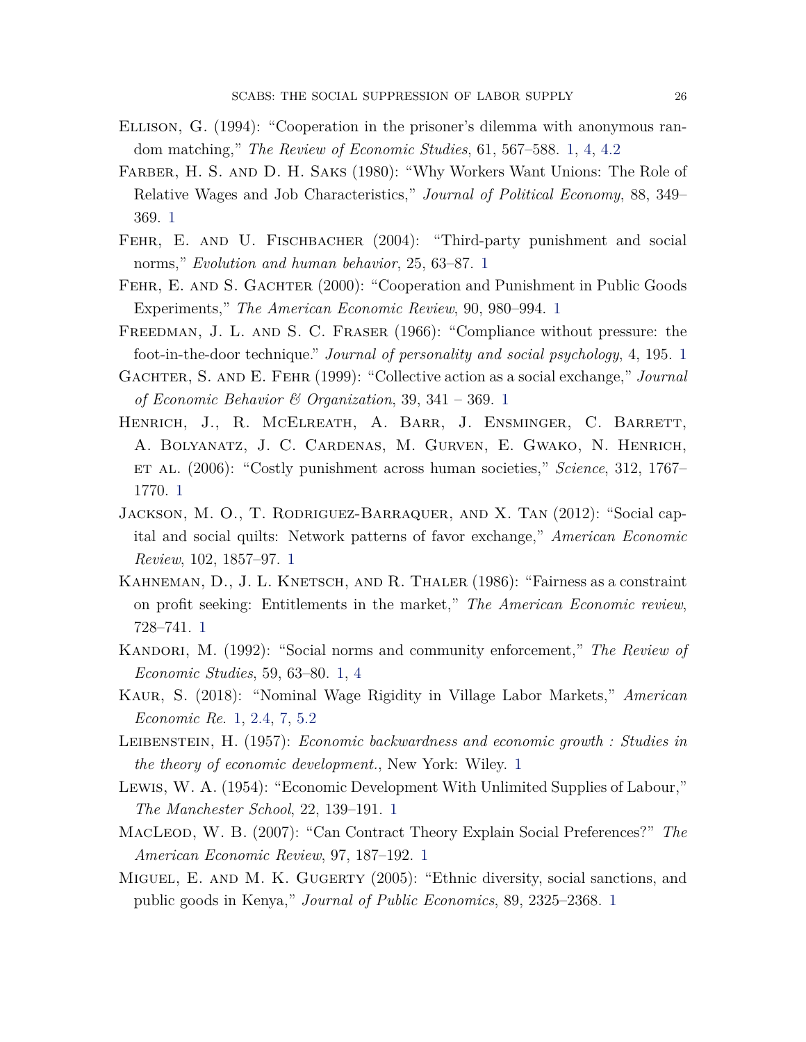Ellison, G. (1994): "Cooperation in the prisoner's dilemma with anonymous random matching," *The Review of Economic Studies*, 61, 567–588. 1, 4, 4.2

Farber, H. S. and D. H. Saks (1980): "Why Workers Want Unions: The Role of Relative Wages and Job Characteristics," *Journal of Political Economy*, 88, 349–369. 1

Fehr, E. and U. Fischbacher (2004): "Third-party punishment and social norms," *Evolution and human behavior*, 25, 63–87. 1

Fehr, E. and S. Gachter (2000): "Cooperation and Punishment in Public Goods Experiments," *The American Economic Review*, 90, 980–994. 1

Freedman, J. L. and S. C. Fraser (1966): "Compliance without pressure: the foot-in-the-door technique." *Journal of personality and social psychology*, 4, 195. 1

Gachter, S. and E. Fehr (1999): "Collective action as a social exchange," *Journal of Economic Behavior & Organization*, 39, 341 – 369. 1

Henrich, J., R. McElreath, A. Barr, J. Ensminger, C. Barrett, A. Bolyanatz, J. C. Cardenas, M. Gurven, E. Gwako, N. Henrich, et al. (2006): "Costly punishment across human societies," *Science*, 312, 1767–1770. 1

Jackson, M. O., T. Rodriguez-Barraquer, and X. Tan (2012): "Social capital and social quilts: Network patterns of favor exchange," *American Economic Review*, 102, 1857–97. 1

Kahneman, D., J. L. Knetsch, and R. Thaler (1986): "Fairness as a constraint on profit seeking: Entitlements in the market," *The American Economic review*, 728–741. 1

Kandori, M. (1992): "Social norms and community enforcement," *The Review of Economic Studies*, 59, 63–80. 1, 4

Kaur, S. (2018): "Nominal Wage Rigidity in Village Labor Markets," *American Economic Re.* 1, 2.4, 7, 5.2

Leibenstein, H. (1957): *Economic backwardness and economic growth : Studies in the theory of economic development.*, New York: Wiley. 1

Lewis, W. A. (1954): "Economic Development With Unlimited Supplies of Labour," *The Manchester School*, 22, 139–191. 1

MacLeod, W. B. (2007): "Can Contract Theory Explain Social Preferences?" *The American Economic Review*, 97, 187–192. 1

Miguel, E. and M. K. Gugerty (2005): "Ethnic diversity, social sanctions, and public goods in Kenya," *Journal of Public Economics*, 89, 2325–2368. 1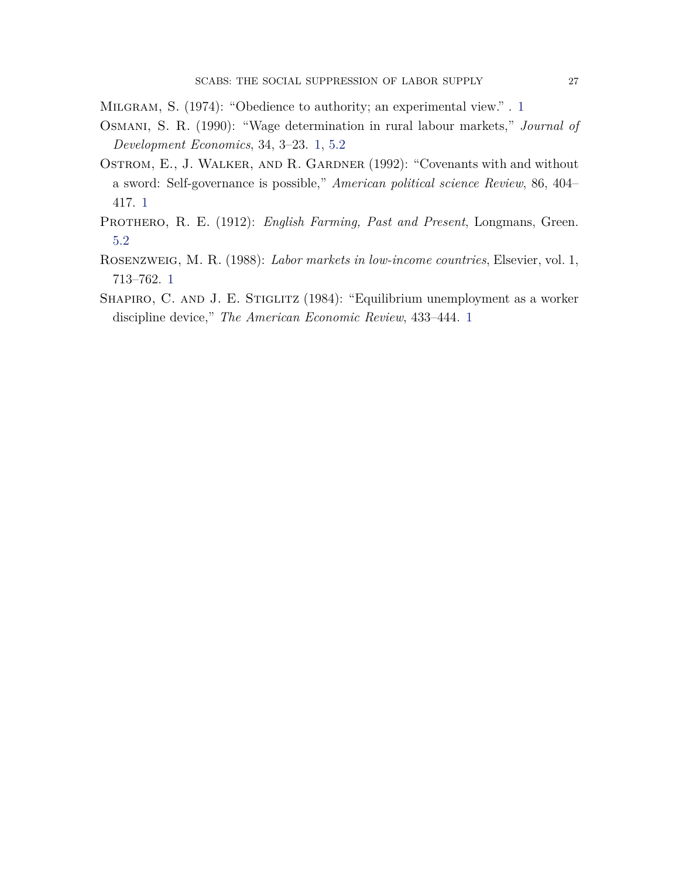Milgram, S. (1974): "Obedience to authority; an experimental view." . 1

Osmani, S. R. (1990): "Wage determination in rural labour markets," *Journal of Development Economics*, 34, 3–23. 1, 5.2

Ostrom, E., J. Walker, and R. Gardner (1992): "Covenants with and without a sword: Self-governance is possible," *American political science Review*, 86, 404–417. 1

Prothero, R. E. (1912): *English Farming, Past and Present*, Longmans, Green. 5.2

Rosenzweig, M. R. (1988): *Labor markets in low-income countries*, Elsevier, vol. 1, 713–762. 1

Shapiro, C. and J. E. Stiglitz (1984): "Equilibrium unemployment as a worker discipline device," *The American Economic Review*, 433–444. 1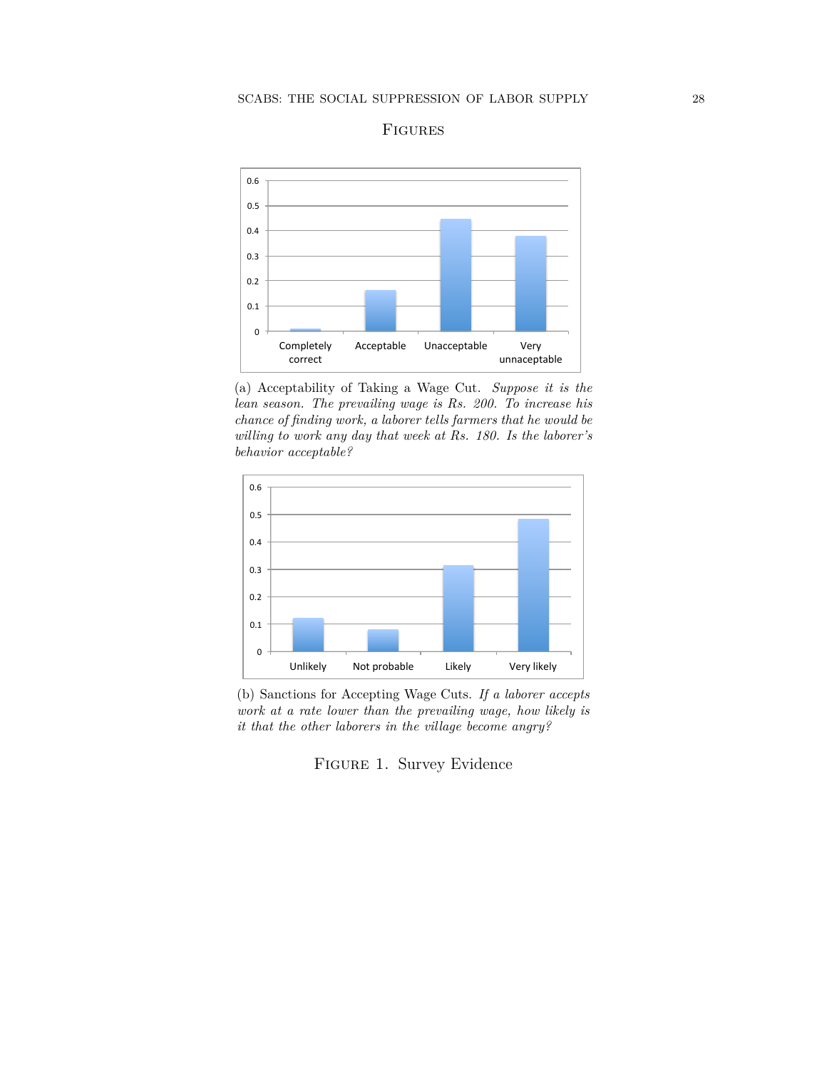# Figures

(a) Acceptability of Taking a Wage Cut. *Suppose it is the lean season. The prevailing wage is Rs. 200. To increase his chance of finding work, a laborer tells farmers that he would be willing to work any day that week at Rs. 180. Is the laborer's behavior acceptable?*

(b) Sanctions for Accepting Wage Cuts. *If a laborer accepts work at a rate lower than the prevailing wage, how likely is it that the other laborers in the village become angry?*

Figure 1. Survey Evidence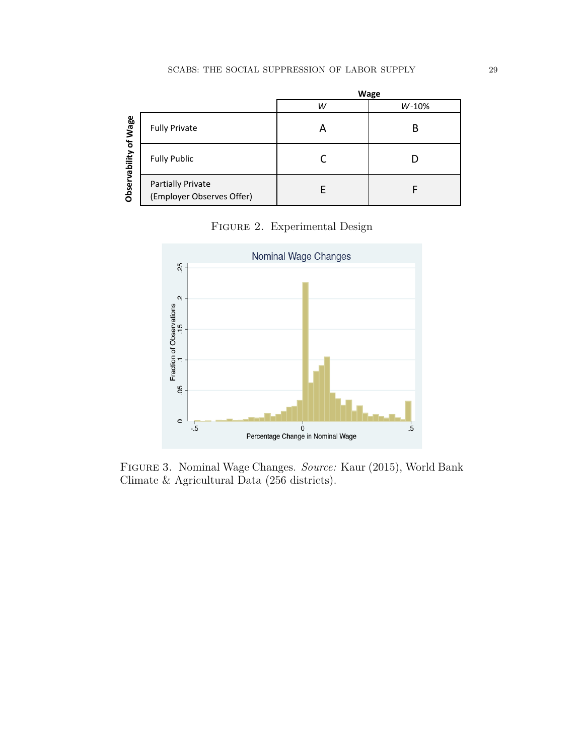|  | | Wage | |
|---|---|---|---|
|  | | $W$ | $W$-10% |
| Observability of Wage | Fully Private | A | B |
| | Fully Public | C | D |
| | Partially Private (Employer Observes Offer) | E | F |

FIGURE 2. Experimental Design

FIGURE 3. Nominal Wage Changes. *Source:* Kaur (2015), World Bank Climate & Agricultural Data (256 districts).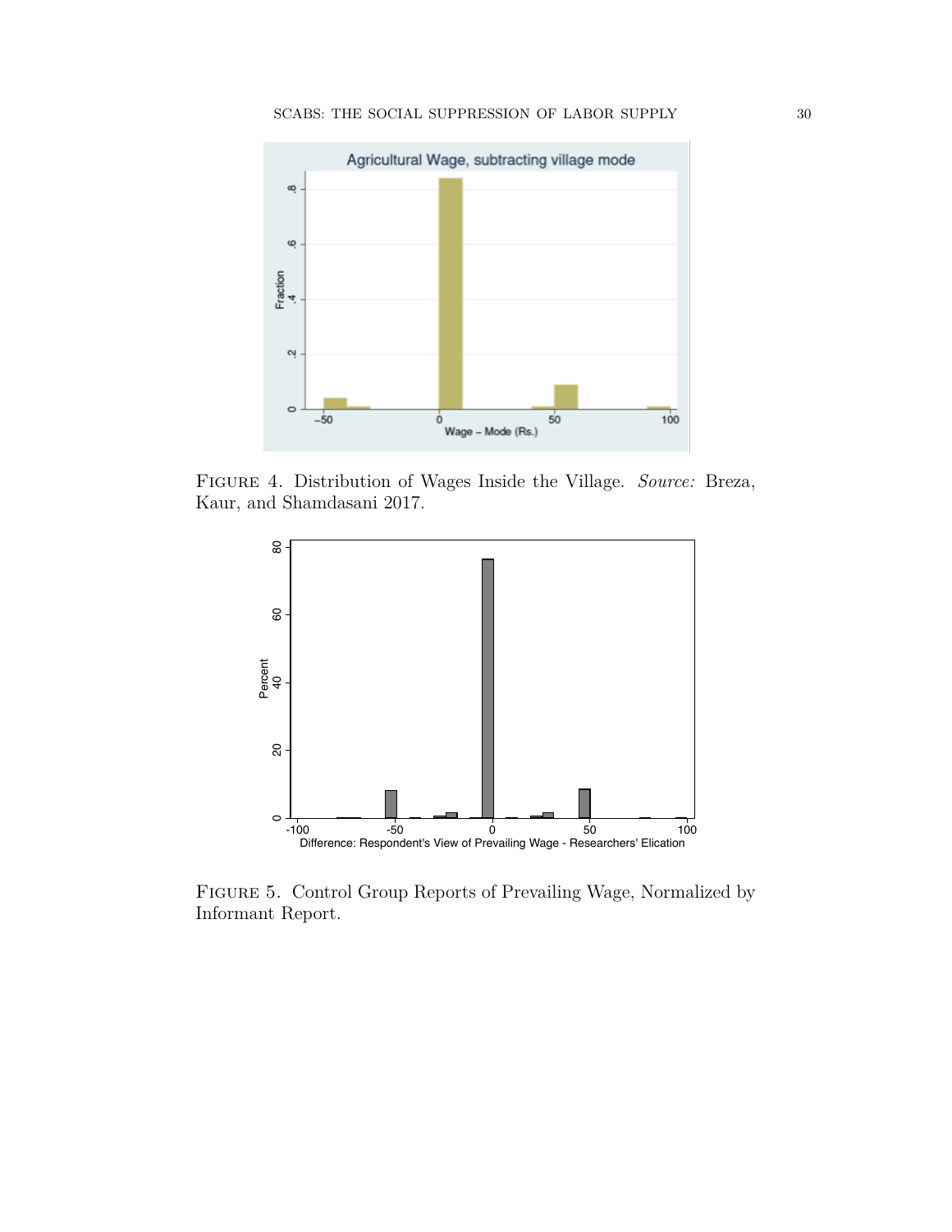Figure 4. Distribution of Wages Inside the Village. *Source:* Breza, Kaur, and Shamdasani 2017.

Figure 5. Control Group Reports of Prevailing Wage, Normalized by Informant Report.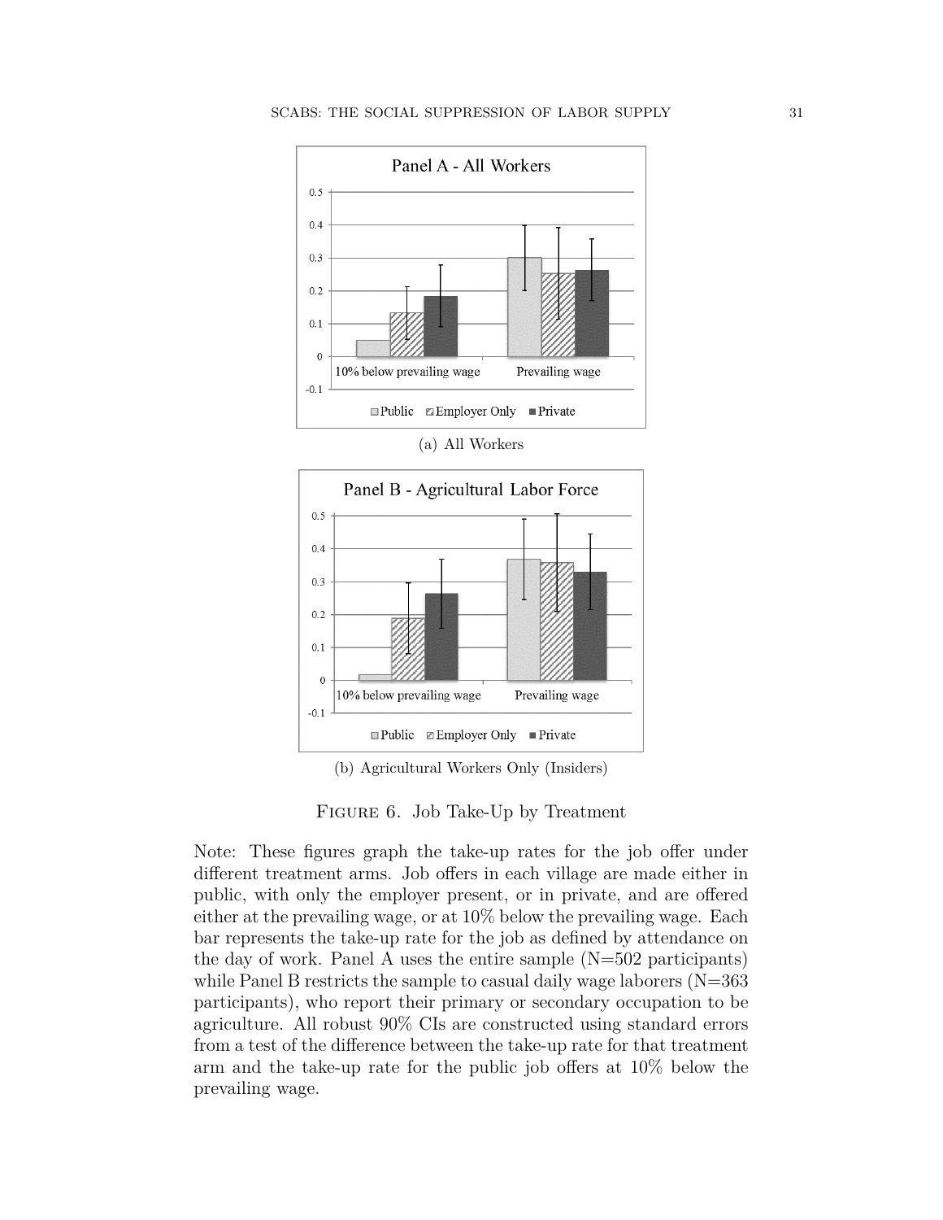(a) All Workers

(b) Agricultural Workers Only (Insiders)

Figure 6. Job Take-Up by Treatment

Note: These figures graph the take-up rates for the job offer under different treatment arms. Job offers in each village are made either in public, with only the employer present, or in private, and are offered either at the prevailing wage, or at 10% below the prevailing wage. Each bar represents the take-up rate for the job as defined by attendance on the day of work. Panel A uses the entire sample (N=502 participants) while Panel B restricts the sample to casual daily wage laborers (N=363 participants), who report their primary or secondary occupation to be agriculture. All robust 90% CIs are constructed using standard errors from a test of the difference between the take-up rate for that treatment arm and the take-up rate for the public job offers at 10% below the prevailing wage.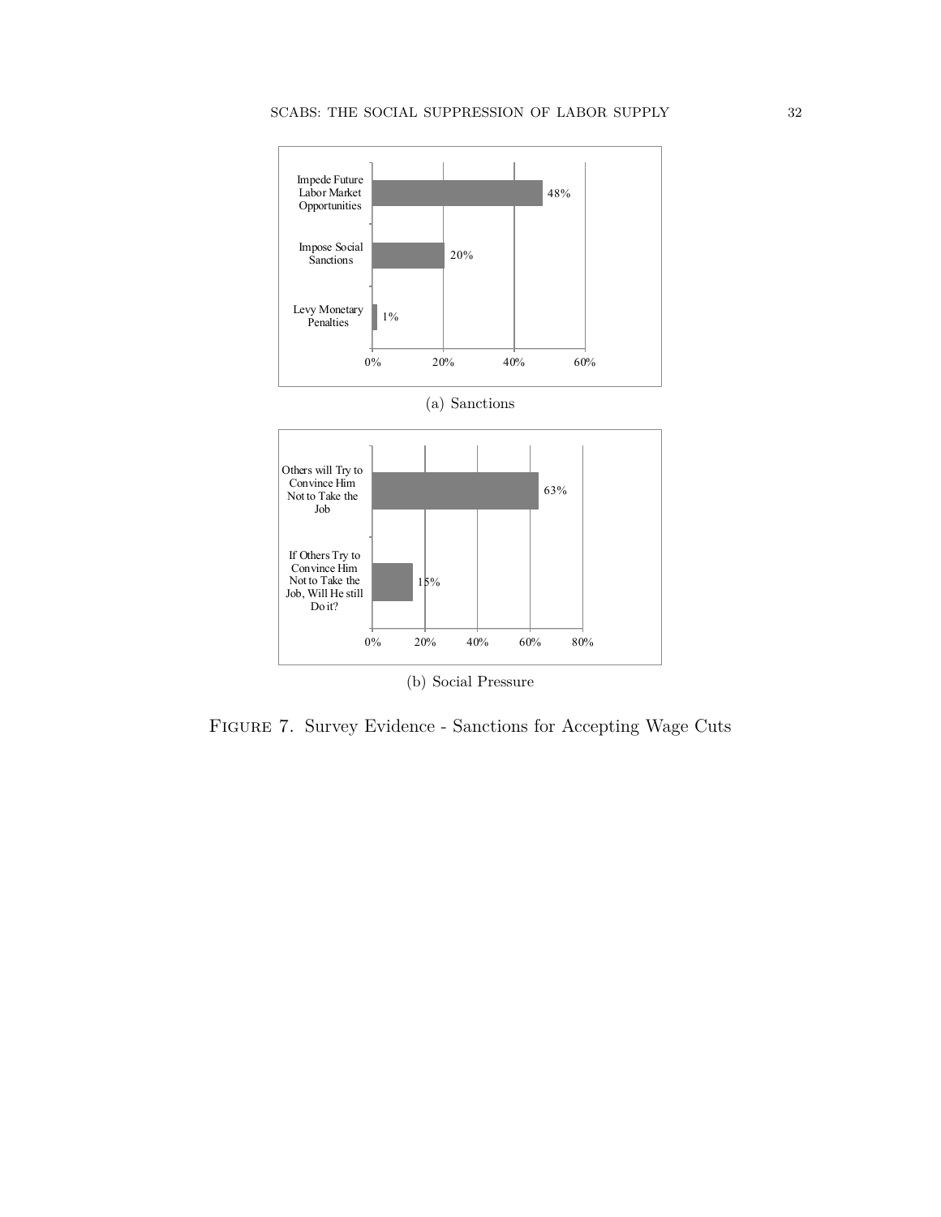(a) Sanctions

(b) Social Pressure

Figure 7. Survey Evidence - Sanctions for Accepting Wage Cuts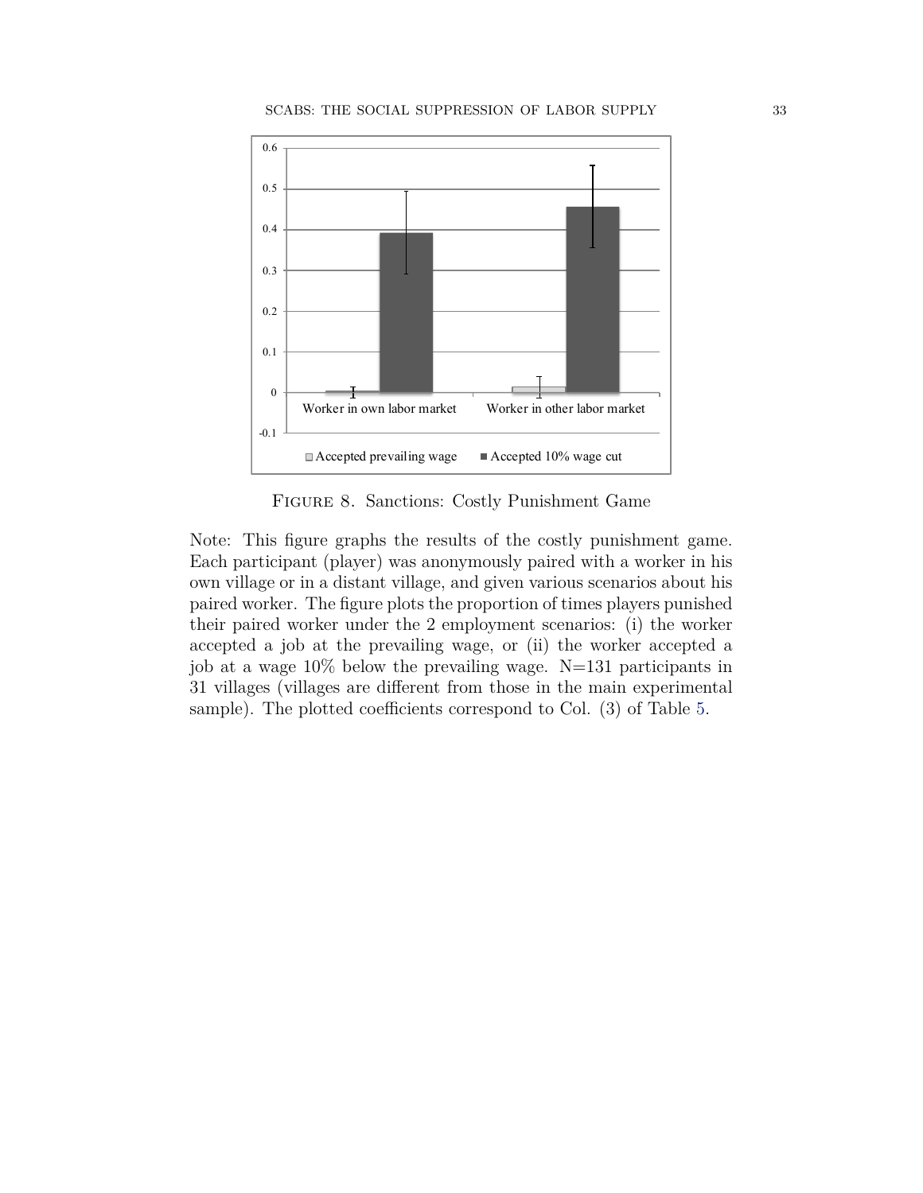Figure 8. Sanctions: Costly Punishment Game

Note: This figure graphs the results of the costly punishment game. Each participant (player) was anonymously paired with a worker in his own village or in a distant village, and given various scenarios about his paired worker. The figure plots the proportion of times players punished their paired worker under the 2 employment scenarios: (i) the worker accepted a job at the prevailing wage, or (ii) the worker accepted a job at a wage 10% below the prevailing wage. N=131 participants in 31 villages (villages are different from those in the main experimental sample). The plotted coefficients correspond to Col. (3) of Table 5.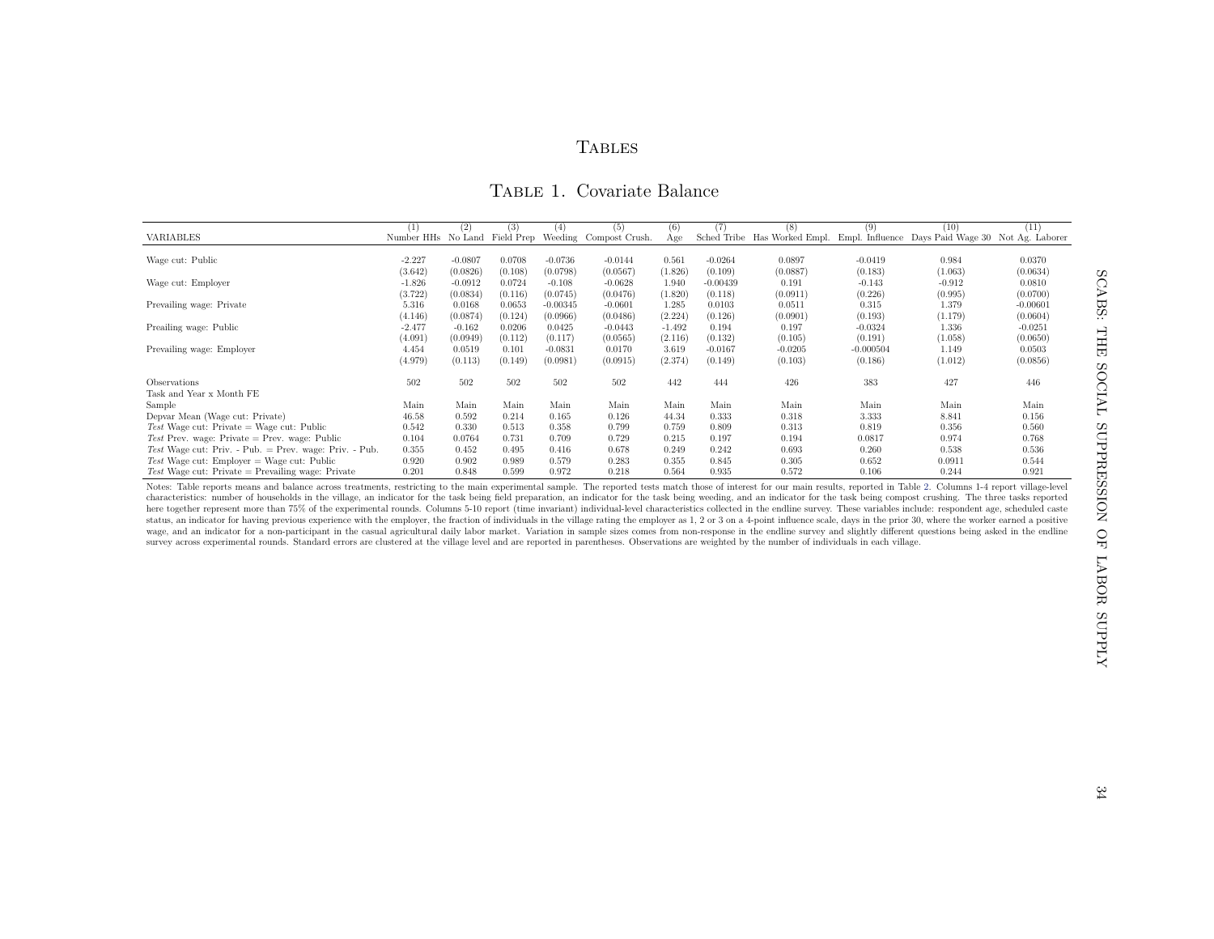# Tables

## Table 1. Covariate Balance

| VARIABLES | (1) Number HHs | (2) No Land | (3) Field Prep | (4) Weeding | (5) Compost Crush. | (6) Age | (7) Sched Tribe | (8) Has Worked Empl. | (9) Empl. Influence | (10) Days Paid Wage 30 | (11) Not Ag. Laborer |
|---|---|---|---|---|---|---|---|---|---|---|---|
| Wage cut: Public | -2.227 | -0.0807 | 0.0708 | -0.0736 | -0.0144 | 0.561 | -0.0264 | 0.0897 | -0.0419 | 0.984 | 0.0370 |
| | (3.642) | (0.0826) | (0.108) | (0.0798) | (0.0567) | (1.826) | (0.109) | (0.0887) | (0.183) | (1.063) | (0.0634) |
| Wage cut: Employer | -1.826 | -0.0912 | 0.0724 | -0.108 | -0.0628 | 1.940 | -0.00439 | 0.191 | -0.143 | -0.912 | 0.0810 |
| | (3.722) | (0.0834) | (0.116) | (0.0745) | (0.0476) | (1.820) | (0.118) | (0.0911) | (0.226) | (0.995) | (0.0700) |
| Prevailing wage: Private | 5.316 | 0.0168 | 0.0653 | -0.00345 | -0.0601 | 1.285 | 0.0103 | 0.0511 | 0.315 | 1.379 | -0.00601 |
| | (4.146) | (0.0874) | (0.124) | (0.0966) | (0.0486) | (2.224) | (0.126) | (0.0901) | (0.193) | (1.179) | (0.0604) |
| Preailing wage: Public | -2.477 | -0.162 | 0.0206 | 0.0425 | -0.0443 | -1.492 | 0.194 | 0.197 | -0.0324 | 1.336 | -0.0251 |
| | (4.091) | (0.0949) | (0.112) | (0.117) | (0.0565) | (2.116) | (0.132) | (0.105) | (0.191) | (1.058) | (0.0650) |
| Prevailing wage: Employer | 4.454 | 0.0519 | 0.101 | -0.0831 | 0.0170 | 3.619 | -0.0167 | -0.0205 | -0.000504 | 1.149 | 0.0503 |
| | (4.979) | (0.113) | (0.149) | (0.0981) | (0.0915) | (2.374) | (0.149) | (0.103) | (0.186) | (1.012) | (0.0856) |
| Observations | 502 | 502 | 502 | 502 | 502 | 442 | 444 | 426 | 383 | 427 | 446 |
| Task and Year x Month FE | | | | | | | | | | | |
| Sample | Main | Main | Main | Main | Main | Main | Main | Main | Main | Main | Main |
| Depvar Mean (Wage cut: Private) | 46.58 | 0.592 | 0.214 | 0.165 | 0.126 | 44.34 | 0.333 | 0.318 | 3.333 | 8.841 | 0.156 |
| *Test* Wage cut: Private = Wage cut: Public | 0.542 | 0.330 | 0.513 | 0.358 | 0.799 | 0.759 | 0.809 | 0.313 | 0.819 | 0.356 | 0.560 |
| *Test* Prev. wage: Private = Prev. wage: Public | 0.104 | 0.0764 | 0.731 | 0.709 | 0.729 | 0.215 | 0.197 | 0.194 | 0.0817 | 0.974 | 0.768 |
| *Test* Wage cut: Priv. - Pub. = Prev. wage: Priv. - Pub. | 0.355 | 0.452 | 0.495 | 0.416 | 0.678 | 0.249 | 0.242 | 0.693 | 0.260 | 0.538 | 0.536 |
| *Test* Wage cut: Employer = Wage cut: Public | 0.920 | 0.902 | 0.989 | 0.579 | 0.283 | 0.355 | 0.845 | 0.305 | 0.652 | 0.0911 | 0.544 |
| *Test* Wage cut: Private = Prevailing wage: Private | 0.201 | 0.848 | 0.599 | 0.972 | 0.218 | 0.564 | 0.935 | 0.572 | 0.106 | 0.244 | 0.921 |

Notes: Table reports means and balance across treatments, restricting to the main experimental sample. The reported tests match those of interest for our main results, reported in Table 2. Columns 1-4 report village-level characteristics: number of households in the village, an indicator for the task being field preparation, an indicator for the task being weeding, and an indicator for the task being compost crushing. The three tasks reported here together represent more than 75% of the experimental rounds. Columns 5-10 report (time invariant) individual-level characteristics collected in the endline survey. These variables include: respondent age, scheduled caste status, an indicator for having previous experience with the employer, the fraction of individuals in the village rating the employer as 1, 2 or 3 on a 4-point influence scale, days in the prior 30, where the worker earned a positive wage, and an indicator for a non-participant in the casual agricultural daily labor market. Variation in sample sizes comes from non-response in the endline survey and slightly different questions being asked in the endline survey across experimental rounds. Standard errors are clustered at the village level and are reported in parentheses. Observations are weighted by the number of individuals in each village.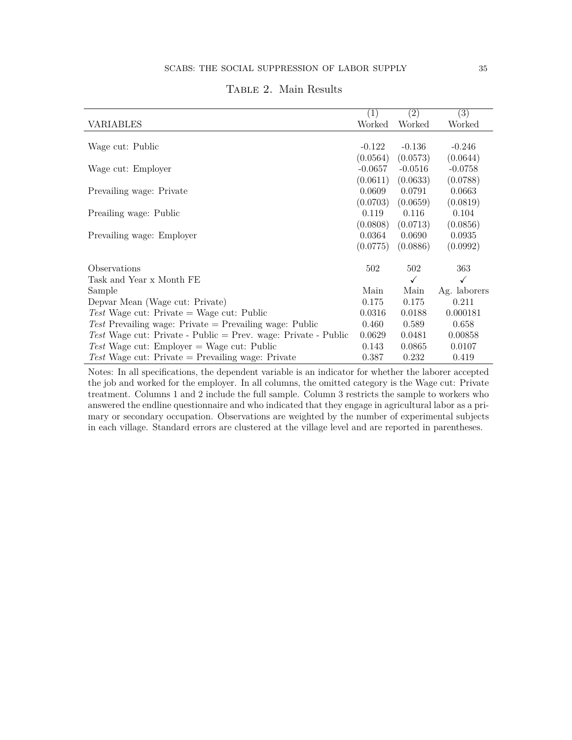Table 2. Main Results

| VARIABLES | (1) Worked | (2) Worked | (3) Worked |
|---|---|---|---|
| Wage cut: Public | -0.122 | -0.136 | -0.246 |
| | (0.0564) | (0.0573) | (0.0644) |
| Wage cut: Employer | -0.0657 | -0.0516 | -0.0758 |
| | (0.0611) | (0.0633) | (0.0788) |
| Prevailing wage: Private | 0.0609 | 0.0791 | 0.0663 |
| | (0.0703) | (0.0659) | (0.0819) |
| Preailing wage: Public | 0.119 | 0.116 | 0.104 |
| | (0.0808) | (0.0713) | (0.0856) |
| Prevailing wage: Employer | 0.0364 | 0.0690 | 0.0935 |
| | (0.0775) | (0.0886) | (0.0992) |
| Observations | 502 | 502 | 363 |
| Task and Year x Month FE | | ✓ | ✓ |
| Sample | Main | Main | Ag. laborers |
| Depvar Mean (Wage cut: Private) | 0.175 | 0.175 | 0.211 |
| *Test* Wage cut: Private = Wage cut: Public | 0.0316 | 0.0188 | 0.000181 |
| *Test* Prevailing wage: Private = Prevailing wage: Public | 0.460 | 0.589 | 0.658 |
| *Test* Wage cut: Private - Public = Prev. wage: Private - Public | 0.0629 | 0.0481 | 0.00858 |
| *Test* Wage cut: Employer = Wage cut: Public | 0.143 | 0.0865 | 0.0107 |
| *Test* Wage cut: Private = Prevailing wage: Private | 0.387 | 0.232 | 0.419 |

Notes: In all specifications, the dependent variable is an indicator for whether the laborer accepted the job and worked for the employer. In all columns, the omitted category is the Wage cut: Private treatment. Columns 1 and 2 include the full sample. Column 3 restricts the sample to workers who answered the endline questionnaire and who indicated that they engage in agricultural labor as a primary or secondary occupation. Observations are weighted by the number of experimental subjects in each village. Standard errors are clustered at the village level and are reported in parentheses.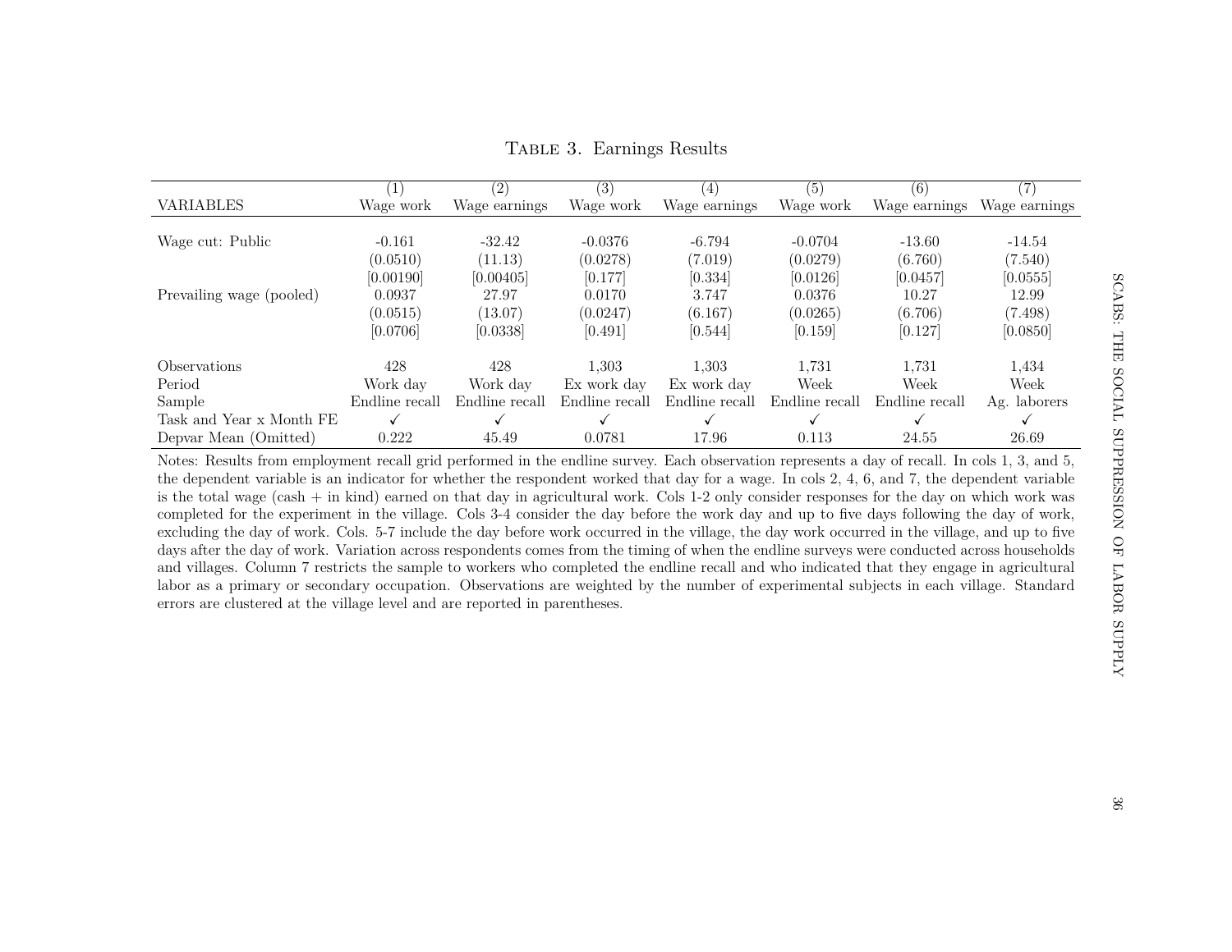TABLE 3. Earnings Results

| | (1) | (2) | (3) | (4) | (5) | (6) | (7) |
|---|---|---|---|---|---|---|---|
| VARIABLES | Wage work | Wage earnings | Wage work | Wage earnings | Wage work | Wage earnings | Wage earnings |
| Wage cut: Public | -0.161 | -32.42 | -0.0376 | -6.794 | -0.0704 | -13.60 | -14.54 |
| | (0.0510) | (11.13) | (0.0278) | (7.019) | (0.0279) | (6.760) | (7.540) |
| | [0.00190] | [0.00405] | [0.177] | [0.334] | [0.0126] | [0.0457] | [0.0555] |
| Prevailing wage (pooled) | 0.0937 | 27.97 | 0.0170 | 3.747 | 0.0376 | 10.27 | 12.99 |
| | (0.0515) | (13.07) | (0.0247) | (6.167) | (0.0265) | (6.706) | (7.498) |
| | [0.0706] | [0.0338] | [0.491] | [0.544] | [0.159] | [0.127] | [0.0850] |
| Observations | 428 | 428 | 1,303 | 1,303 | 1,731 | 1,731 | 1,434 |
| Period | Work day | Work day | Ex work day | Ex work day | Week | Week | Week |
| Sample | Endline recall | Endline recall | Endline recall | Endline recall | Endline recall | Endline recall | Ag. laborers |
| Task and Year x Month FE | ✓ | ✓ | ✓ | ✓ | ✓ | ✓ | ✓ |
| Depvar Mean (Omitted) | 0.222 | 45.49 | 0.0781 | 17.96 | 0.113 | 24.55 | 26.69 |

Notes: Results from employment recall grid performed in the endline survey. Each observation represents a day of recall. In cols 1, 3, and 5, the dependent variable is an indicator for whether the respondent worked that day for a wage. In cols 2, 4, 6, and 7, the dependent variable is the total wage (cash + in kind) earned on that day in agricultural work. Cols 1-2 only consider responses for the day on which work was completed for the experiment in the village. Cols 3-4 consider the day before the work day and up to five days following the day of work, excluding the day of work. Cols. 5-7 include the day before work occurred in the village, the day work occurred in the village, and up to five days after the day of work. Variation across respondents comes from the timing of when the endline surveys were conducted across households and villages. Column 7 restricts the sample to workers who completed the endline recall and who indicated that they engage in agricultural labor as a primary or secondary occupation. Observations are weighted by the number of experimental subjects in each village. Standard errors are clustered at the village level and are reported in parentheses.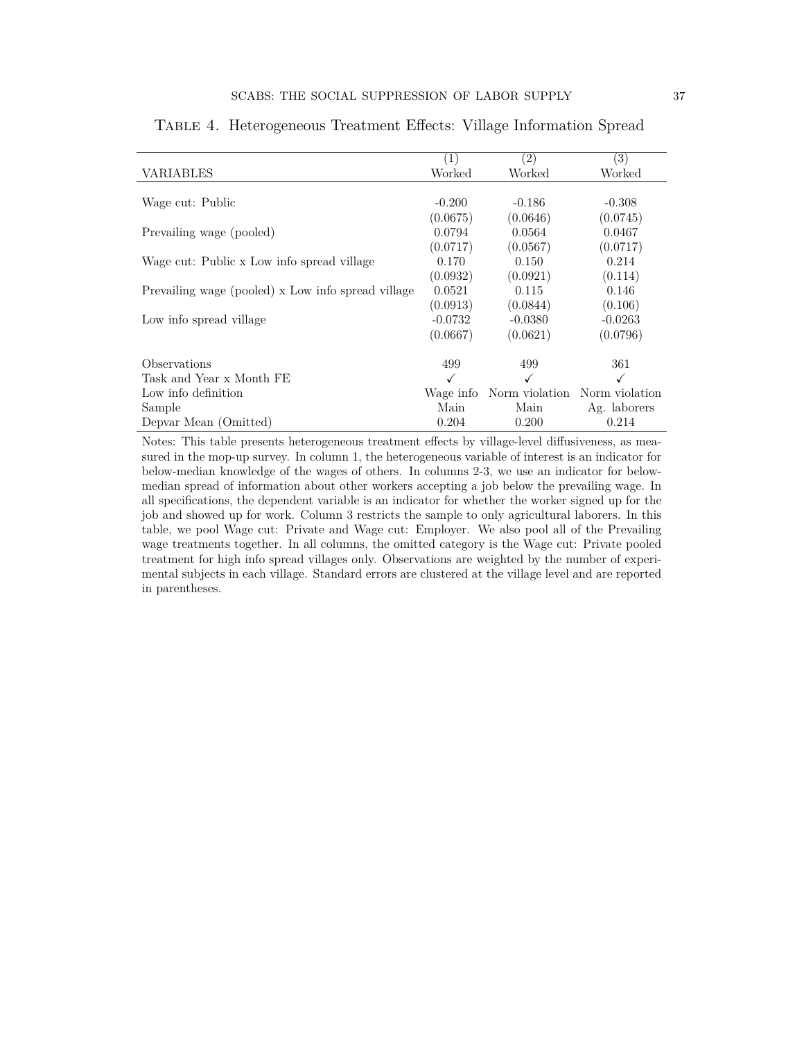Table 4. Heterogeneous Treatment Effects: Village Information Spread

| VARIABLES | (1) Worked | (2) Worked | (3) Worked |
|---|---|---|---|
| Wage cut: Public | -0.200 | -0.186 | -0.308 |
| | (0.0675) | (0.0646) | (0.0745) |
| Prevailing wage (pooled) | 0.0794 | 0.0564 | 0.0467 |
| | (0.0717) | (0.0567) | (0.0717) |
| Wage cut: Public x Low info spread village | 0.170 | 0.150 | 0.214 |
| | (0.0932) | (0.0921) | (0.114) |
| Prevailing wage (pooled) x Low info spread village | 0.0521 | 0.115 | 0.146 |
| | (0.0913) | (0.0844) | (0.106) |
| Low info spread village | -0.0732 | -0.0380 | -0.0263 |
| | (0.0667) | (0.0621) | (0.0796) |
| Observations | 499 | 499 | 361 |
| Task and Year x Month FE | ✓ | ✓ | ✓ |
| Low info definition | Wage info | Norm violation | Norm violation |
| Sample | Main | Main | Ag. laborers |
| Depvar Mean (Omitted) | 0.204 | 0.200 | 0.214 |

Notes: This table presents heterogeneous treatment effects by village-level diffusiveness, as measured in the mop-up survey. In column 1, the heterogeneous variable of interest is an indicator for below-median knowledge of the wages of others. In columns 2-3, we use an indicator for below-median spread of information about other workers accepting a job below the prevailing wage. In all specifications, the dependent variable is an indicator for whether the worker signed up for the job and showed up for work. Column 3 restricts the sample to only agricultural laborers. In this table, we pool Wage cut: Private and Wage cut: Employer. We also pool all of the Prevailing wage treatments together. In all columns, the omitted category is the Wage cut: Private pooled treatment for high info spread villages only. Observations are weighted by the number of experimental subjects in each village. Standard errors are clustered at the village level and are reported in parentheses.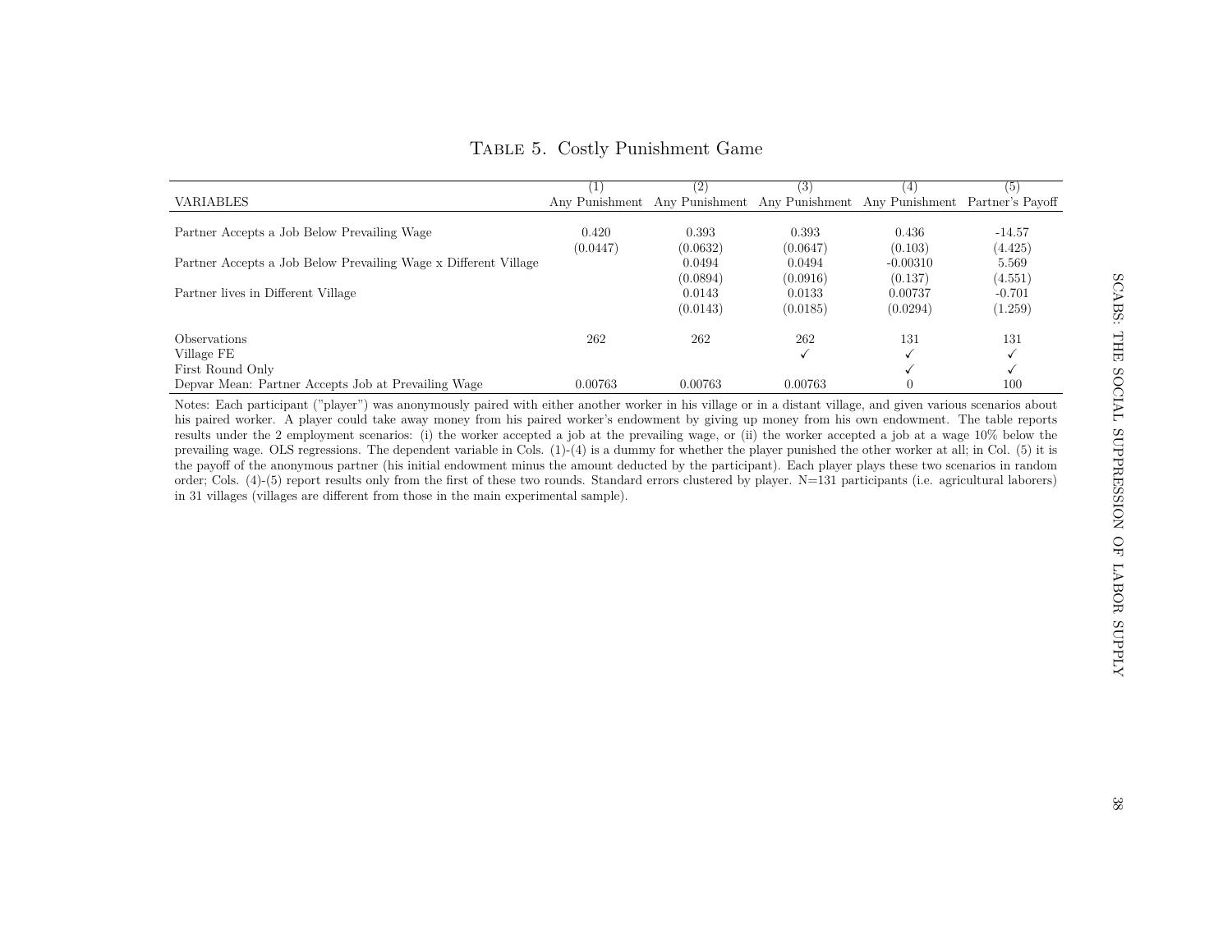# Table 5. Costly Punishment Game

| VARIABLES | (1) Any Punishment | (2) Any Punishment | (3) Any Punishment | (4) Any Punishment | (5) Partner's Payoff |
|---|---|---|---|---|---|
| Partner Accepts a Job Below Prevailing Wage | 0.420 | 0.393 | 0.393 | 0.436 | -14.57 |
| | (0.0447) | (0.0632) | (0.0647) | (0.103) | (4.425) |
| Partner Accepts a Job Below Prevailing Wage x Different Village | | 0.0494 | 0.0494 | -0.00310 | 5.569 |
| | | (0.0894) | (0.0916) | (0.137) | (4.551) |
| Partner lives in Different Village | | 0.0143 | 0.0133 | 0.00737 | -0.701 |
| | | (0.0143) | (0.0185) | (0.0294) | (1.259) |
| Observations | 262 | 262 | 262 | 131 | 131 |
| Village FE | | | ✓ | ✓ | ✓ |
| First Round Only | | | | ✓ | ✓ |
| Depvar Mean: Partner Accepts Job at Prevailing Wage | 0.00763 | 0.00763 | 0.00763 | 0 | 100 |

Notes: Each participant ("player") was anonymously paired with either another worker in his village or in a distant village, and given various scenarios about his paired worker. A player could take away money from his paired worker's endowment by giving up money from his own endowment. The table reports results under the 2 employment scenarios: (i) the worker accepted a job at the prevailing wage, or (ii) the worker accepted a job at a wage 10% below the prevailing wage. OLS regressions. The dependent variable in Cols. (1)-(4) is a dummy for whether the player punished the other worker at all; in Col. (5) it is the payoff of the anonymous partner (his initial endowment minus the amount deducted by the participant). Each player plays these two scenarios in random order; Cols. (4)-(5) report results only from the first of these two rounds. Standard errors clustered by player. N=131 participants (i.e. agricultural laborers) in 31 villages (villages are different from those in the main experimental sample).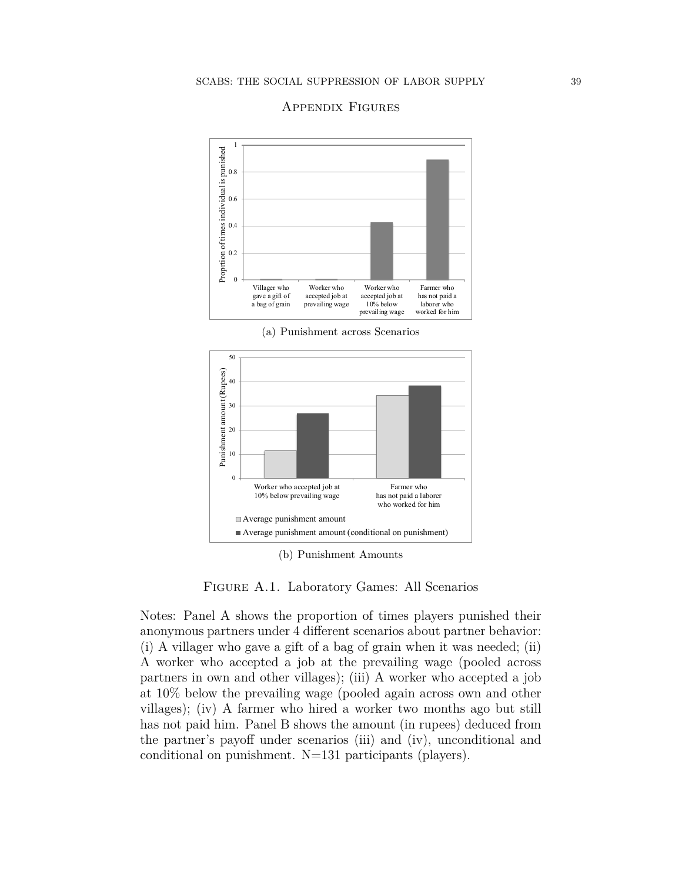## Appendix Figures

(a) Punishment across Scenarios

(b) Punishment Amounts

Figure A.1. Laboratory Games: All Scenarios

Notes: Panel A shows the proportion of times players punished their anonymous partners under 4 different scenarios about partner behavior: (i) A villager who gave a gift of a bag of grain when it was needed; (ii) A worker who accepted a job at the prevailing wage (pooled across partners in own and other villages); (iii) A worker who accepted a job at 10% below the prevailing wage (pooled again across own and other villages); (iv) A farmer who hired a worker two months ago but still has not paid him. Panel B shows the amount (in rupees) deduced from the partner's payoff under scenarios (iii) and (iv), unconditional and conditional on punishment. N=131 participants (players).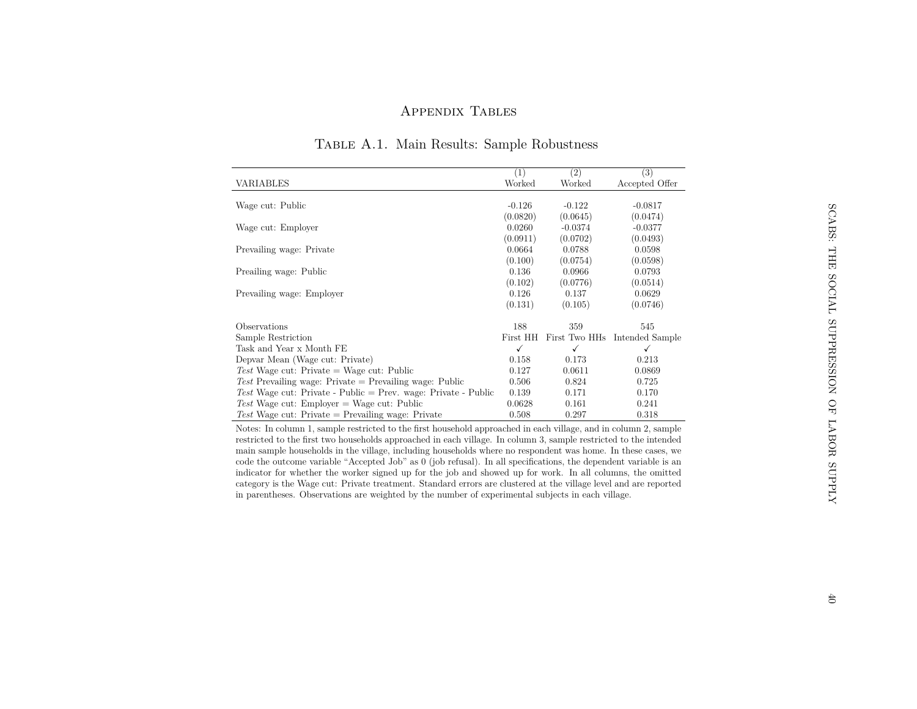# Appendix Tables

Table A.1. Main Results: Sample Robustness

| VARIABLES | (1) Worked | (2) Worked | (3) Accepted Offer |
|---|---|---|---|
| Wage cut: Public | -0.126 | -0.122 | -0.0817 |
| | (0.0820) | (0.0645) | (0.0474) |
| Wage cut: Employer | 0.0260 | -0.0374 | -0.0377 |
| | (0.0911) | (0.0702) | (0.0493) |
| Prevailing wage: Private | 0.0664 | 0.0788 | 0.0598 |
| | (0.100) | (0.0754) | (0.0598) |
| Preailing wage: Public | 0.136 | 0.0966 | 0.0793 |
| | (0.102) | (0.0776) | (0.0514) |
| Prevailing wage: Employer | 0.126 | 0.137 | 0.0629 |
| | (0.131) | (0.105) | (0.0746) |
| Observations | 188 | 359 | 545 |
| Sample Restriction | First HH | First Two HHs | Intended Sample |
| Task and Year x Month FE | ✓ | ✓ | ✓ |
| Depvar Mean (Wage cut: Private) | 0.158 | 0.173 | 0.213 |
| *Test* Wage cut: Private = Wage cut: Public | 0.127 | 0.0611 | 0.0869 |
| *Test* Prevailing wage: Private = Prevailing wage: Public | 0.506 | 0.824 | 0.725 |
| *Test* Wage cut: Private - Public = Prev. wage: Private - Public | 0.139 | 0.171 | 0.170 |
| *Test* Wage cut: Employer = Wage cut: Public | 0.0628 | 0.161 | 0.241 |
| *Test* Wage cut: Private = Prevailing wage: Private | 0.508 | 0.297 | 0.318 |

Notes: In column 1, sample restricted to the first household approached in each village, and in column 2, sample restricted to the first two households approached in each village. In column 3, sample restricted to the intended main sample households in the village, including households where no respondent was home. In these cases, we code the outcome variable "Accepted Job" as 0 (job refusal). In all specifications, the dependent variable is an indicator for whether the worker signed up for the job and showed up for work. In all columns, the omitted category is the Wage cut: Private treatment. Standard errors are clustered at the village level and are reported in parentheses. Observations are weighted by the number of experimental subjects in each village.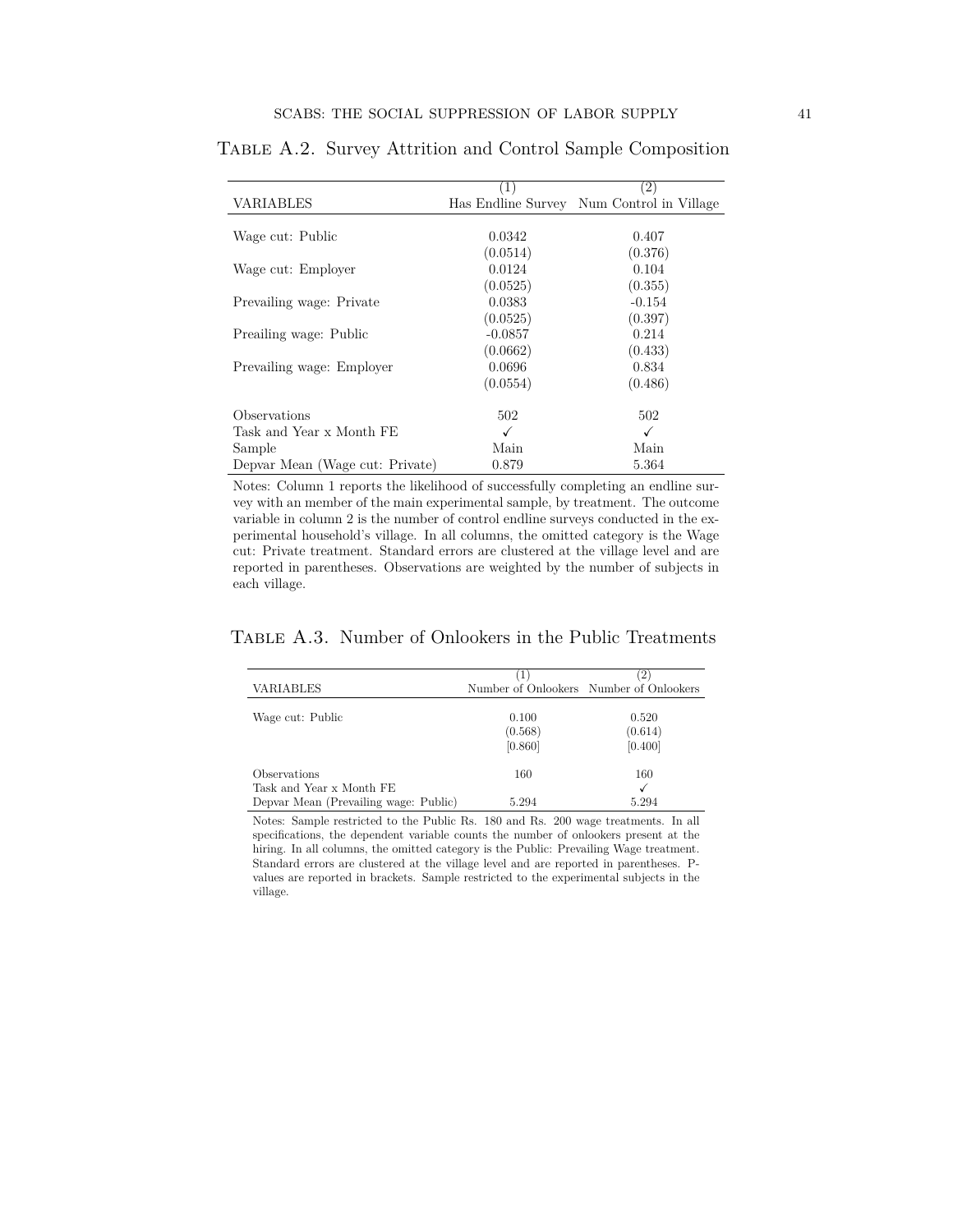Table A.2. Survey Attrition and Control Sample Composition

| VARIABLES | (1)<br>Has Endline Survey | (2)<br>Num Control in Village |
|---|---|---|
| Wage cut: Public | 0.0342 | 0.407 |
| | (0.0514) | (0.376) |
| Wage cut: Employer | 0.0124 | 0.104 |
| | (0.0525) | (0.355) |
| Prevailing wage: Private | 0.0383 | -0.154 |
| | (0.0525) | (0.397) |
| Preailing wage: Public | -0.0857 | 0.214 |
| | (0.0662) | (0.433) |
| Prevailing wage: Employer | 0.0696 | 0.834 |
| | (0.0554) | (0.486) |
| Observations | 502 | 502 |
| Task and Year x Month FE | ✓ | ✓ |
| Sample | Main | Main |
| Depvar Mean (Wage cut: Private) | 0.879 | 5.364 |

Notes: Column 1 reports the likelihood of successfully completing an endline survey with an member of the main experimental sample, by treatment. The outcome variable in column 2 is the number of control endline surveys conducted in the experimental household's village. In all columns, the omitted category is the Wage cut: Private treatment. Standard errors are clustered at the village level and are reported in parentheses. Observations are weighted by the number of subjects in each village.

Table A.3. Number of Onlookers in the Public Treatments

| VARIABLES | (1)<br>Number of Onlookers | (2)<br>Number of Onlookers |
|---|---|---|
| Wage cut: Public | 0.100 | 0.520 |
| | (0.568) | (0.614) |
| | [0.860] | [0.400] |
| Observations | 160 | 160 |
| Task and Year x Month FE | | ✓ |
| Depvar Mean (Prevailing wage: Public) | 5.294 | 5.294 |

Notes: Sample restricted to the Public Rs. 180 and Rs. 200 wage treatments. In all specifications, the dependent variable counts the number of onlookers present at the hiring. In all columns, the omitted category is the Public: Prevailing Wage treatment. Standard errors are clustered at the village level and are reported in parentheses. P-values are reported in brackets. Sample restricted to the experimental subjects in the village.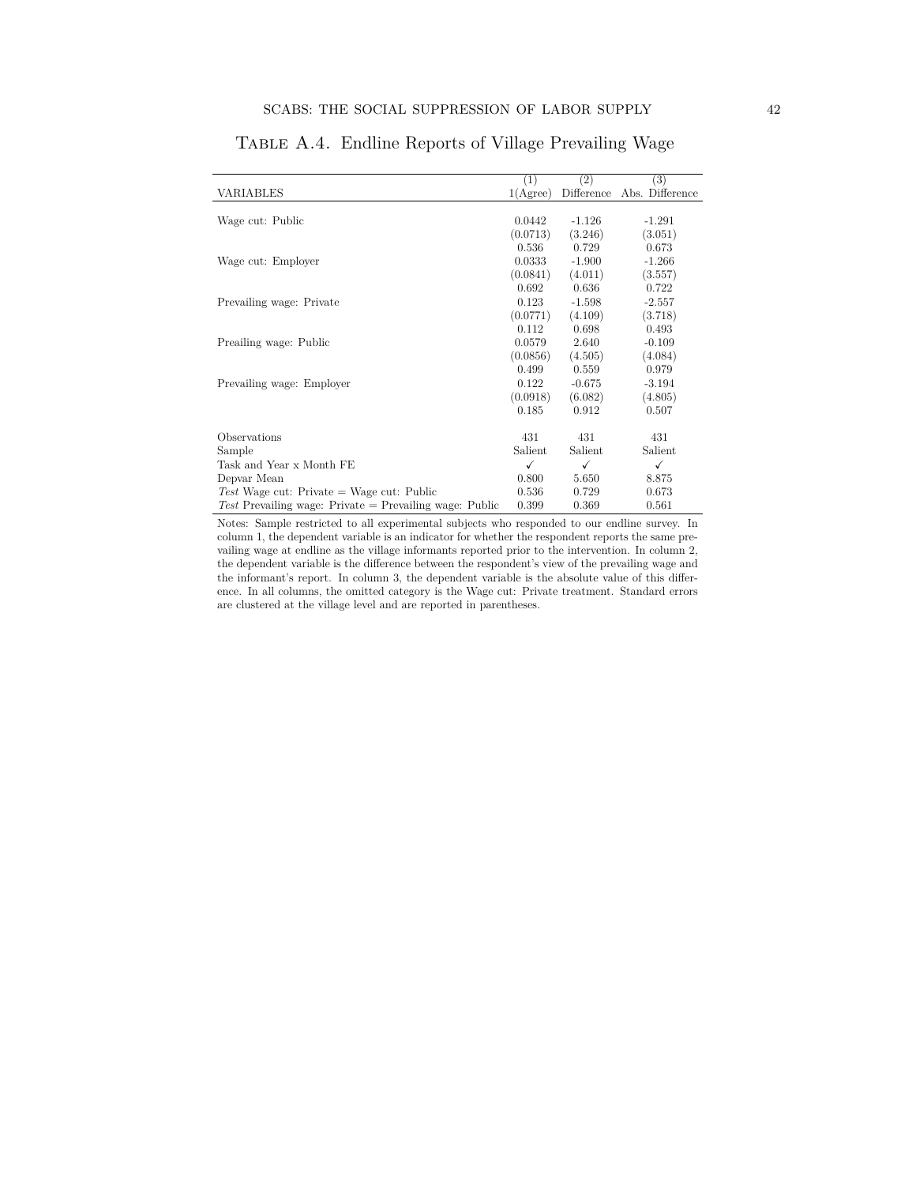# Table A.4. Endline Reports of Village Prevailing Wage

| VARIABLES | (1)<br>1(Agree) | (2)<br>Difference | (3)<br>Abs. Difference |
|---|---|---|---|
| Wage cut: Public | 0.0442 | -1.126 | -1.291 |
| | (0.0713) | (3.246) | (3.051) |
| | 0.536 | 0.729 | 0.673 |
| Wage cut: Employer | 0.0333 | -1.900 | -1.266 |
| | (0.0841) | (4.011) | (3.557) |
| | 0.692 | 0.636 | 0.722 |
| Prevailing wage: Private | 0.123 | -1.598 | -2.557 |
| | (0.0771) | (4.109) | (3.718) |
| | 0.112 | 0.698 | 0.493 |
| Preailing wage: Public | 0.0579 | 2.640 | -0.109 |
| | (0.0856) | (4.505) | (4.084) |
| | 0.499 | 0.559 | 0.979 |
| Prevailing wage: Employer | 0.122 | -0.675 | -3.194 |
| | (0.0918) | (6.082) | (4.805) |
| | 0.185 | 0.912 | 0.507 |
| Observations | 431 | 431 | 431 |
| Sample | Salient | Salient | Salient |
| Task and Year x Month FE | ✓ | ✓ | ✓ |
| Depvar Mean | 0.800 | 5.650 | 8.875 |
| *Test* Wage cut: Private = Wage cut: Public | 0.536 | 0.729 | 0.673 |
| *Test* Prevailing wage: Private = Prevailing wage: Public | 0.399 | 0.369 | 0.561 |

Notes: Sample restricted to all experimental subjects who responded to our endline survey. In column 1, the dependent variable is an indicator for whether the respondent reports the same prevailing wage at endline as the village informants reported prior to the intervention. In column 2, the dependent variable is the difference between the respondent's view of the prevailing wage and the informant's report. In column 3, the dependent variable is the absolute value of this difference. In all columns, the omitted category is the Wage cut: Private treatment. Standard errors are clustered at the village level and are reported in parentheses.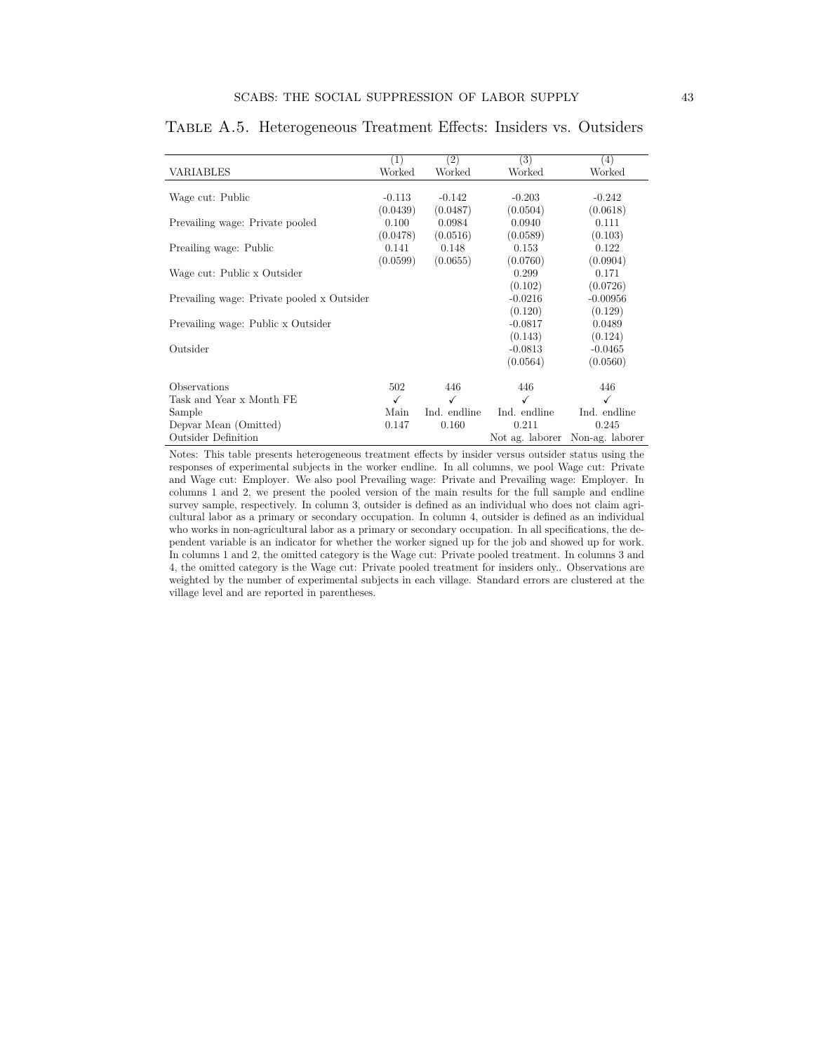Table A.5. Heterogeneous Treatment Effects: Insiders vs. Outsiders

| VARIABLES | (1) Worked | (2) Worked | (3) Worked | (4) Worked |
|---|---|---|---|---|
| Wage cut: Public | -0.113 | -0.142 | -0.203 | -0.242 |
| | (0.0439) | (0.0487) | (0.0504) | (0.0618) |
| Prevailing wage: Private pooled | 0.100 | 0.0984 | 0.0940 | 0.111 |
| | (0.0478) | (0.0516) | (0.0589) | (0.103) |
| Preailing wage: Public | 0.141 | 0.148 | 0.153 | 0.122 |
| | (0.0599) | (0.0655) | (0.0760) | (0.0904) |
| Wage cut: Public x Outsider | | | 0.299 | 0.171 |
| | | | (0.102) | (0.0726) |
| Prevailing wage: Private pooled x Outsider | | | -0.0216 | -0.00956 |
| | | | (0.120) | (0.129) |
| Prevailing wage: Public x Outsider | | | -0.0817 | 0.0489 |
| | | | (0.143) | (0.124) |
| Outsider | | | -0.0813 | -0.0465 |
| | | | (0.0564) | (0.0560) |
| Observations | 502 | 446 | 446 | 446 |
| Task and Year x Month FE | ✓ | ✓ | ✓ | ✓ |
| Sample | Main | Ind. endline | Ind. endline | Ind. endline |
| Depvar Mean (Omitted) | 0.147 | 0.160 | 0.211 | 0.245 |
| Outsider Definition | | | Not ag. laborer | Non-ag. laborer |

Notes: This table presents heterogeneous treatment effects by insider versus outsider status using the responses of experimental subjects in the worker endline. In all columns, we pool Wage cut: Private and Wage cut: Employer. We also pool Prevailing wage: Private and Prevailing wage: Employer. In columns 1 and 2, we present the pooled version of the main results for the full sample and endline survey sample, respectively. In column 3, outsider is defined as an individual who does not claim agricultural labor as a primary or secondary occupation. In column 4, outsider is defined as an individual who works in non-agricultural labor as a primary or secondary occupation. In all specifications, the dependent variable is an indicator for whether the worker signed up for the job and showed up for work. In columns 1 and 2, the omitted category is the Wage cut: Private pooled treatment. In columns 3 and 4, the omitted category is the Wage cut: Private pooled treatment for insiders only.. Observations are weighted by the number of experimental subjects in each village. Standard errors are clustered at the village level and are reported in parentheses.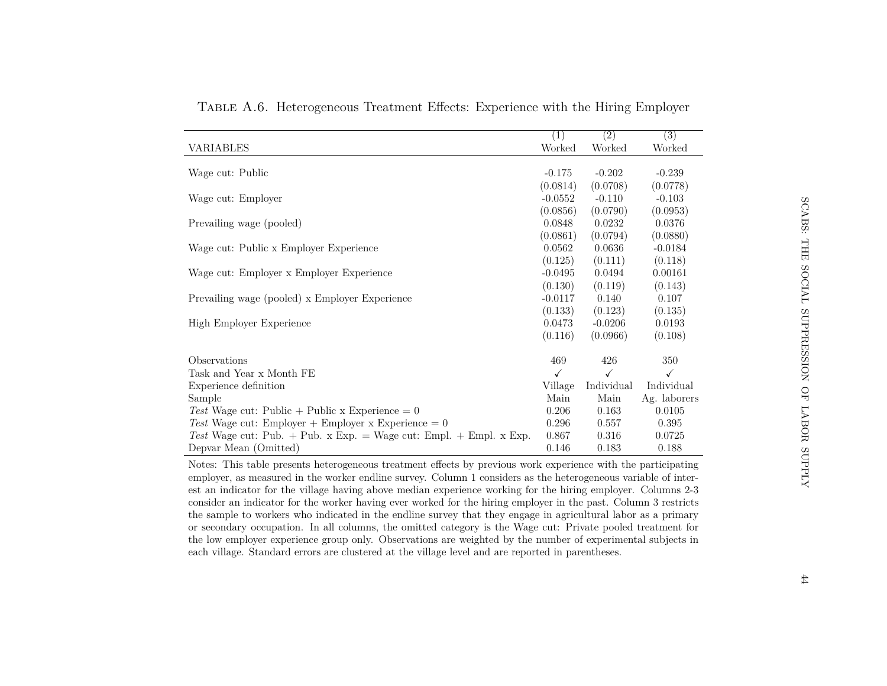Table A.6. Heterogeneous Treatment Effects: Experience with the Hiring Employer

| VARIABLES | (1) Worked | (2) Worked | (3) Worked |
|---|---|---|---|
| Wage cut: Public | -0.175 | -0.202 | -0.239 |
| | (0.0814) | (0.0708) | (0.0778) |
| Wage cut: Employer | -0.0552 | -0.110 | -0.103 |
| | (0.0856) | (0.0790) | (0.0953) |
| Prevailing wage (pooled) | 0.0848 | 0.0232 | 0.0376 |
| | (0.0861) | (0.0794) | (0.0880) |
| Wage cut: Public x Employer Experience | 0.0562 | 0.0636 | -0.0184 |
| | (0.125) | (0.111) | (0.118) |
| Wage cut: Employer x Employer Experience | -0.0495 | 0.0494 | 0.00161 |
| | (0.130) | (0.119) | (0.143) |
| Prevailing wage (pooled) x Employer Experience | -0.0117 | 0.140 | 0.107 |
| | (0.133) | (0.123) | (0.135) |
| High Employer Experience | 0.0473 | -0.0206 | 0.0193 |
| | (0.116) | (0.0966) | (0.108) |
| Observations | 469 | 426 | 350 |
| Task and Year x Month FE | ✓ | ✓ | ✓ |
| Experience definition | Village | Individual | Individual |
| Sample | Main | Main | Ag. laborers |
| *Test* Wage cut: Public + Public x Experience = 0 | 0.206 | 0.163 | 0.0105 |
| *Test* Wage cut: Employer + Employer x Experience = 0 | 0.296 | 0.557 | 0.395 |
| *Test* Wage cut: Pub. + Pub. x Exp. = Wage cut: Empl. + Empl. x Exp. | 0.867 | 0.316 | 0.0725 |
| Depvar Mean (Omitted) | 0.146 | 0.183 | 0.188 |

Notes: This table presents heterogeneous treatment effects by previous work experience with the participating employer, as measured in the worker endline survey. Column 1 considers as the heterogeneous variable of interest an indicator for the village having above median experience working for the hiring employer. Columns 2-3 consider an indicator for the worker having ever worked for the hiring employer in the past. Column 3 restricts the sample to workers who indicated in the endline survey that they engage in agricultural labor as a primary or secondary occupation. In all columns, the omitted category is the Wage cut: Private pooled treatment for the low employer experience group only. Observations are weighted by the number of experimental subjects in each village. Standard errors are clustered at the village level and are reported in parentheses.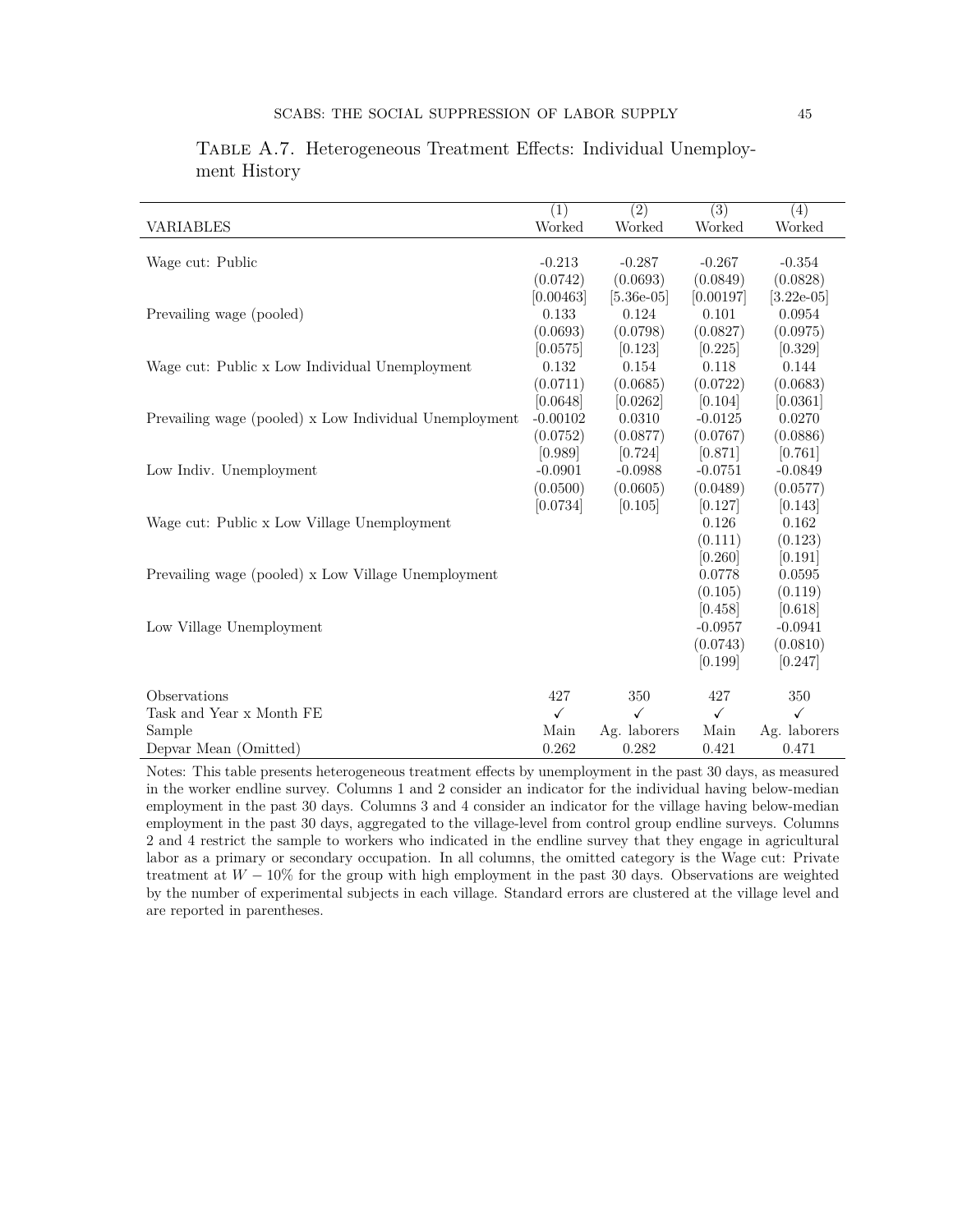Table A.7. Heterogeneous Treatment Effects: Individual Unemployment History

| | (1) | (2) | (3) | (4) |
|---|---|---|---|---|
| VARIABLES | Worked | Worked | Worked | Worked |
| Wage cut: Public | -0.213 | -0.287 | -0.267 | -0.354 |
| | (0.0742) | (0.0693) | (0.0849) | (0.0828) |
| | [0.00463] | [5.36e-05] | [0.00197] | [3.22e-05] |
| Prevailing wage (pooled) | 0.133 | 0.124 | 0.101 | 0.0954 |
| | (0.0693) | (0.0798) | (0.0827) | (0.0975) |
| | [0.0575] | [0.123] | [0.225] | [0.329] |
| Wage cut: Public x Low Individual Unemployment | 0.132 | 0.154 | 0.118 | 0.144 |
| | (0.0711) | (0.0685) | (0.0722) | (0.0683) |
| | [0.0648] | [0.0262] | [0.104] | [0.0361] |
| Prevailing wage (pooled) x Low Individual Unemployment | -0.00102 | 0.0310 | -0.0125 | 0.0270 |
| | (0.0752) | (0.0877) | (0.0767) | (0.0886) |
| | [0.989] | [0.724] | [0.871] | [0.761] |
| Low Indiv. Unemployment | -0.0901 | -0.0988 | -0.0751 | -0.0849 |
| | (0.0500) | (0.0605) | (0.0489) | (0.0577) |
| | [0.0734] | [0.105] | [0.127] | [0.143] |
| Wage cut: Public x Low Village Unemployment | | | 0.126 | 0.162 |
| | | | (0.111) | (0.123) |
| | | | [0.260] | [0.191] |
| Prevailing wage (pooled) x Low Village Unemployment | | | 0.0778 | 0.0595 |
| | | | (0.105) | (0.119) |
| | | | [0.458] | [0.618] |
| Low Village Unemployment | | | -0.0957 | -0.0941 |
| | | | (0.0743) | (0.0810) |
| | | | [0.199] | [0.247] |
| Observations | 427 | 350 | 427 | 350 |
| Task and Year x Month FE | ✓ | ✓ | ✓ | ✓ |
| Sample | Main | Ag. laborers | Main | Ag. laborers |
| Depvar Mean (Omitted) | 0.262 | 0.282 | 0.421 | 0.471 |

Notes: This table presents heterogeneous treatment effects by unemployment in the past 30 days, as measured in the worker endline survey. Columns 1 and 2 consider an indicator for the individual having below-median employment in the past 30 days. Columns 3 and 4 consider an indicator for the village having below-median employment in the past 30 days, aggregated to the village-level from control group endline surveys. Columns 2 and 4 restrict the sample to workers who indicated in the endline survey that they engage in agricultural labor as a primary or secondary occupation. In all columns, the omitted category is the Wage cut: Private treatment at $W - 10\%$ for the group with high employment in the past 30 days. Observations are weighted by the number of experimental subjects in each village. Standard errors are clustered at the village level and are reported in parentheses.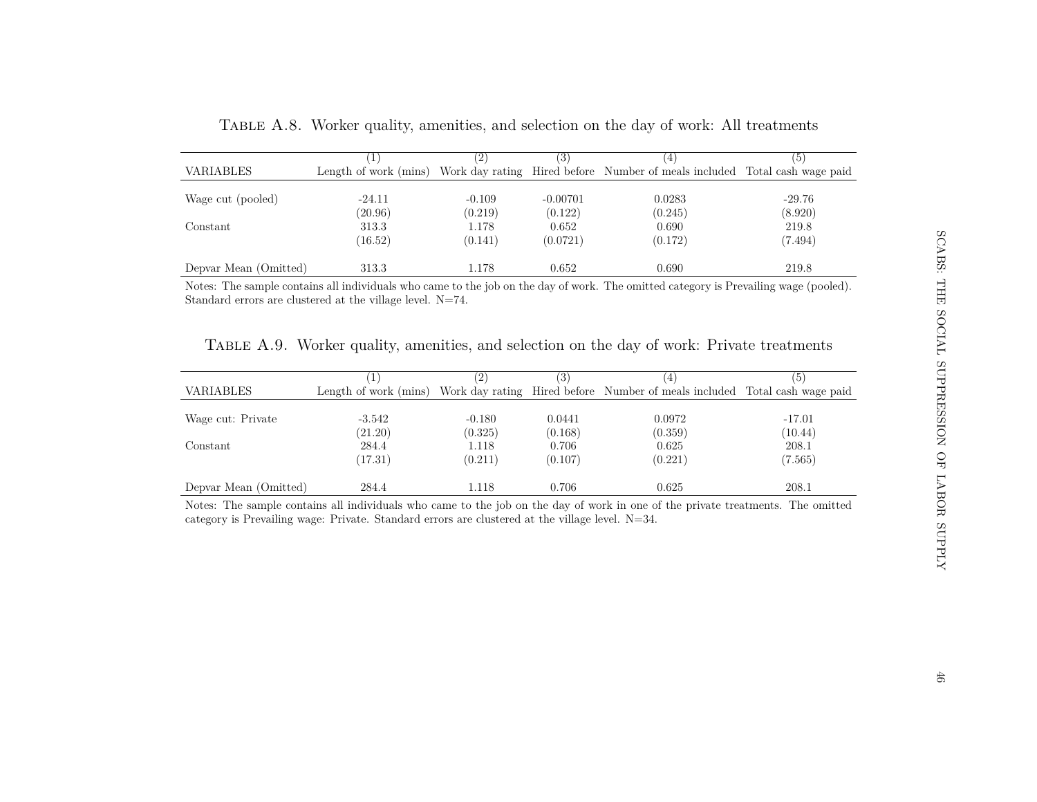Table A.8. Worker quality, amenities, and selection on the day of work: All treatments

| VARIABLES | (1)<br>Length of work (mins) | (2)<br>Work day rating | (3)<br>Hired before | (4)<br>Number of meals included | (5)<br>Total cash wage paid |
|---|---|---|---|---|---|
| Wage cut (pooled) | -24.11 | -0.109 | -0.00701 | 0.0283 | -29.76 |
| | (20.96) | (0.219) | (0.122) | (0.245) | (8.920) |
| Constant | 313.3 | 1.178 | 0.652 | 0.690 | 219.8 |
| | (16.52) | (0.141) | (0.0721) | (0.172) | (7.494) |
| Depvar Mean (Omitted) | 313.3 | 1.178 | 0.652 | 0.690 | 219.8 |

Notes: The sample contains all individuals who came to the job on the day of work. The omitted category is Prevailing wage (pooled). Standard errors are clustered at the village level. N=74.

Table A.9. Worker quality, amenities, and selection on the day of work: Private treatments

| VARIABLES | (1)<br>Length of work (mins) | (2)<br>Work day rating | (3)<br>Hired before | (4)<br>Number of meals included | (5)<br>Total cash wage paid |
|---|---|---|---|---|---|
| Wage cut: Private | -3.542 | -0.180 | 0.0441 | 0.0972 | -17.01 |
| | (21.20) | (0.325) | (0.168) | (0.359) | (10.44) |
| Constant | 284.4 | 1.118 | 0.706 | 0.625 | 208.1 |
| | (17.31) | (0.211) | (0.107) | (0.221) | (7.565) |
| Depvar Mean (Omitted) | 284.4 | 1.118 | 0.706 | 0.625 | 208.1 |

Notes: The sample contains all individuals who came to the job on the day of work in one of the private treatments. The omitted category is Prevailing wage: Private. Standard errors are clustered at the village level. N=34.